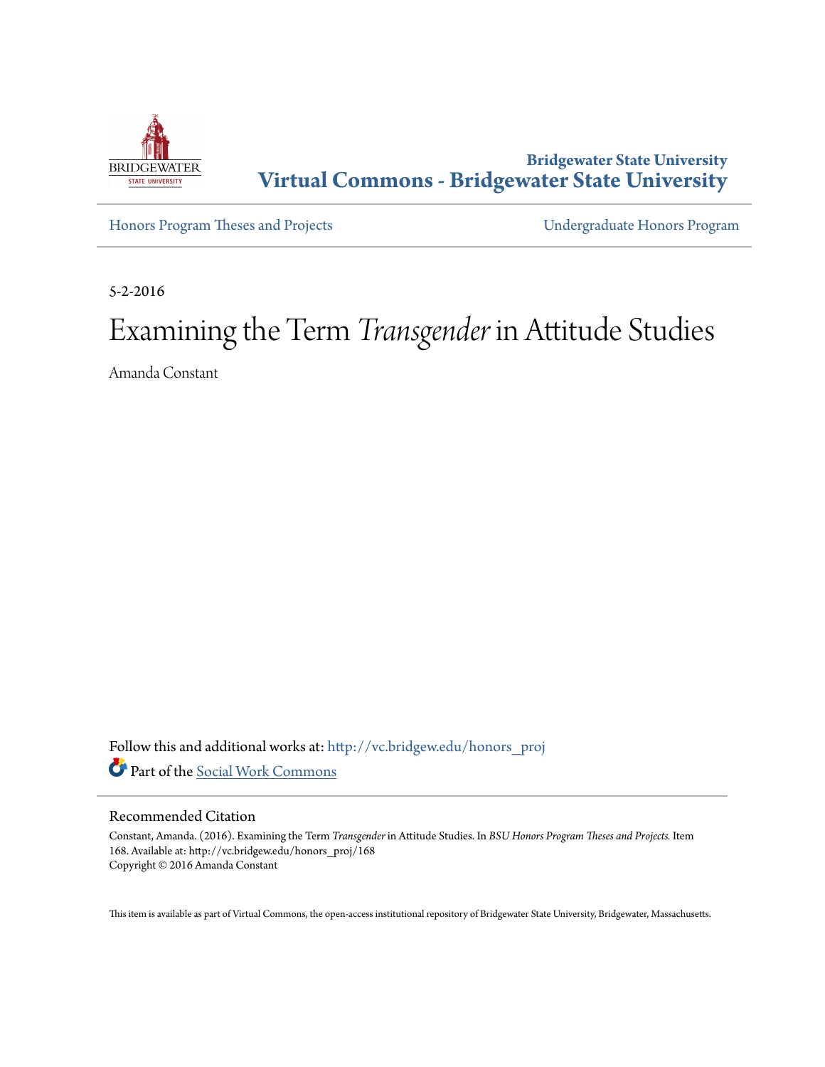Bridgewater State University

**Virtual Commons - Bridgewater State University**

Honors Program Theses and Projects

Undergraduate Honors Program

5-2-2016

# Examining the Term *Transgender* in Attitude Studies

Amanda Constant

Follow this and additional works at: http://vc.bridgew.edu/honors_proj

Part of the Social Work Commons

## Recommended Citation

Constant, Amanda. (2016). Examining the Term *Transgender* in Attitude Studies. In *BSU Honors Program Theses and Projects.* Item 168. Available at: http://vc.bridgew.edu/honors_proj/168
Copyright © 2016 Amanda Constant

This item is available as part of Virtual Commons, the open-access institutional repository of Bridgewater State University, Bridgewater, Massachusetts.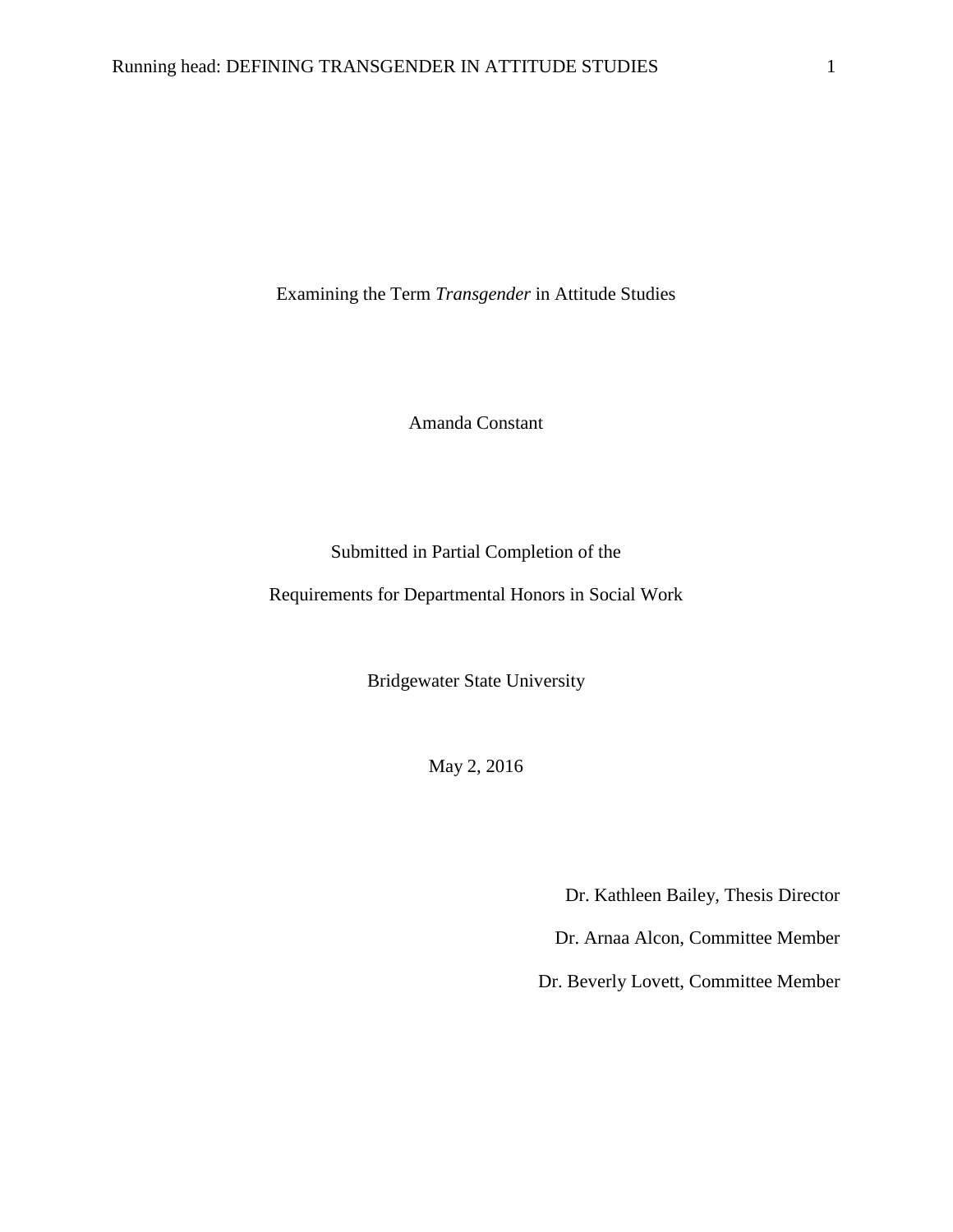Examining the Term *Transgender* in Attitude Studies

Amanda Constant

Submitted in Partial Completion of the

Requirements for Departmental Honors in Social Work

Bridgewater State University

May 2, 2016

Dr. Kathleen Bailey, Thesis Director

Dr. Arnaa Alcon, Committee Member

Dr. Beverly Lovett, Committee Member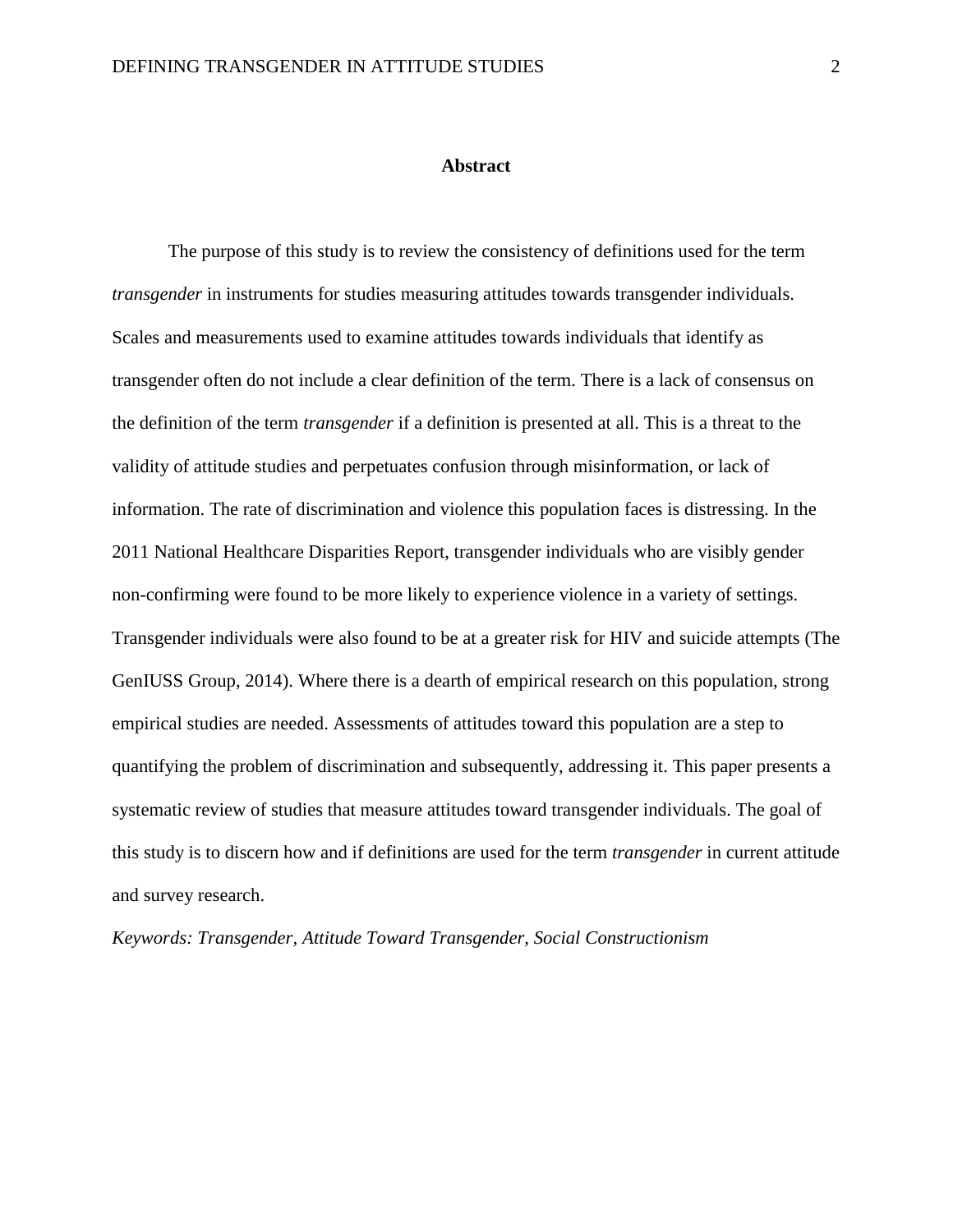## Abstract

The purpose of this study is to review the consistency of definitions used for the term *transgender* in instruments for studies measuring attitudes towards transgender individuals. Scales and measurements used to examine attitudes towards individuals that identify as transgender often do not include a clear definition of the term. There is a lack of consensus on the definition of the term *transgender* if a definition is presented at all. This is a threat to the validity of attitude studies and perpetuates confusion through misinformation, or lack of information. The rate of discrimination and violence this population faces is distressing. In the 2011 National Healthcare Disparities Report, transgender individuals who are visibly gender non-confirming were found to be more likely to experience violence in a variety of settings. Transgender individuals were also found to be at a greater risk for HIV and suicide attempts (The GenIUSS Group, 2014). Where there is a dearth of empirical research on this population, strong empirical studies are needed. Assessments of attitudes toward this population are a step to quantifying the problem of discrimination and subsequently, addressing it. This paper presents a systematic review of studies that measure attitudes toward transgender individuals. The goal of this study is to discern how and if definitions are used for the term *transgender* in current attitude and survey research.

*Keywords: Transgender, Attitude Toward Transgender, Social Constructionism*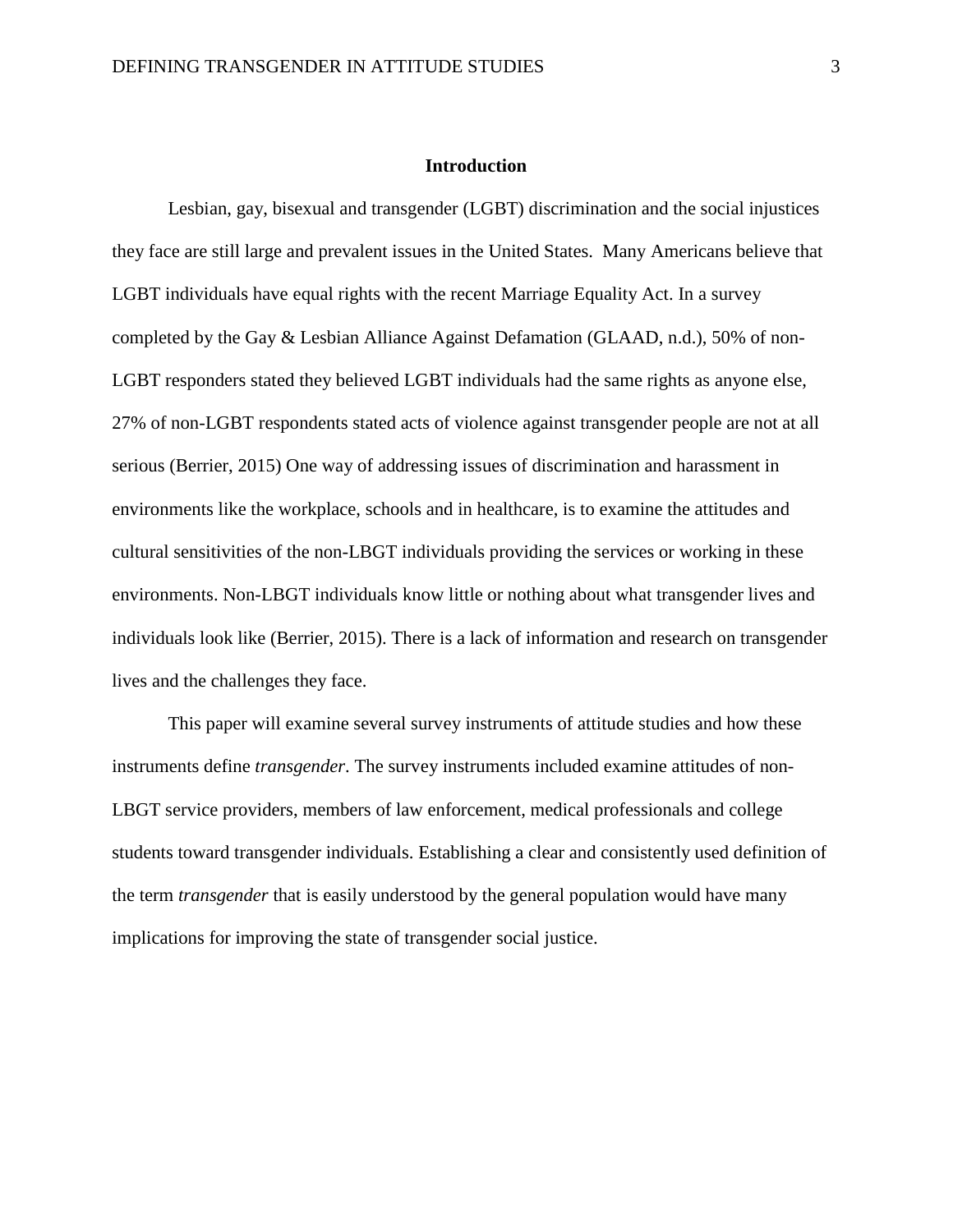# Introduction

Lesbian, gay, bisexual and transgender (LGBT) discrimination and the social injustices they face are still large and prevalent issues in the United States. Many Americans believe that LGBT individuals have equal rights with the recent Marriage Equality Act. In a survey completed by the Gay & Lesbian Alliance Against Defamation (GLAAD, n.d.), 50% of non-LGBT responders stated they believed LGBT individuals had the same rights as anyone else, 27% of non-LGBT respondents stated acts of violence against transgender people are not at all serious (Berrier, 2015) One way of addressing issues of discrimination and harassment in environments like the workplace, schools and in healthcare, is to examine the attitudes and cultural sensitivities of the non-LBGT individuals providing the services or working in these environments. Non-LBGT individuals know little or nothing about what transgender lives and individuals look like (Berrier, 2015). There is a lack of information and research on transgender lives and the challenges they face.

This paper will examine several survey instruments of attitude studies and how these instruments define *transgender*. The survey instruments included examine attitudes of non-LBGT service providers, members of law enforcement, medical professionals and college students toward transgender individuals. Establishing a clear and consistently used definition of the term *transgender* that is easily understood by the general population would have many implications for improving the state of transgender social justice.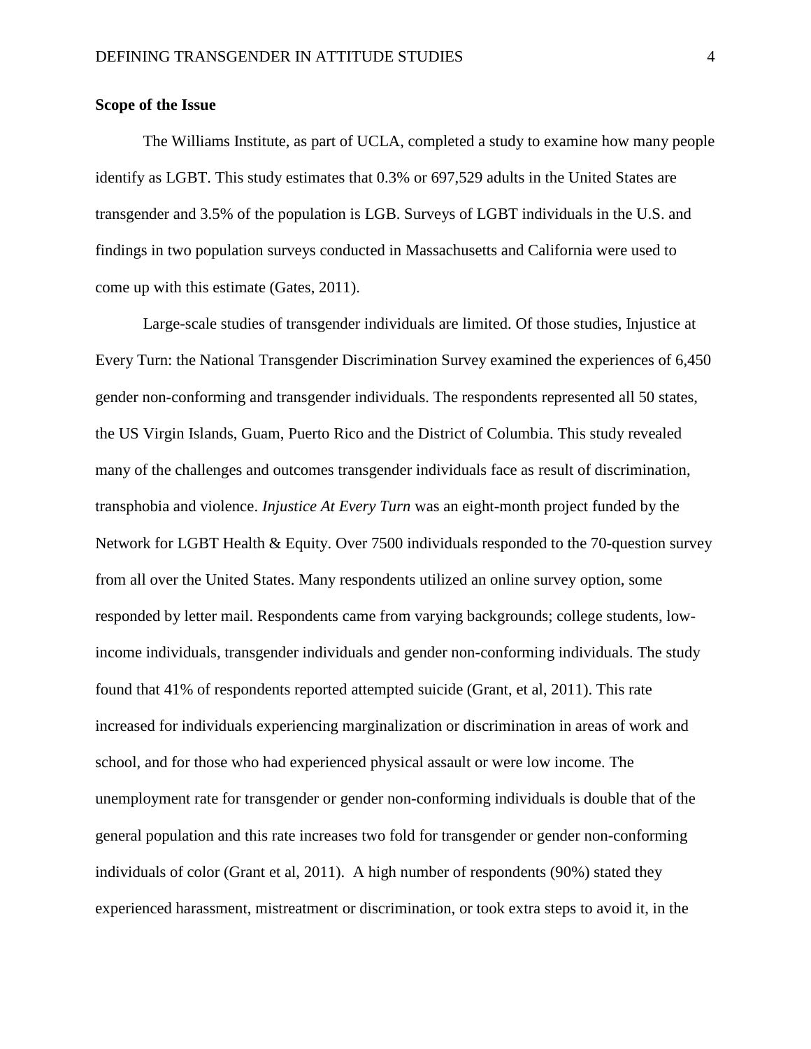**Scope of the Issue**

The Williams Institute, as part of UCLA, completed a study to examine how many people identify as LGBT. This study estimates that 0.3% or 697,529 adults in the United States are transgender and 3.5% of the population is LGB. Surveys of LGBT individuals in the U.S. and findings in two population surveys conducted in Massachusetts and California were used to come up with this estimate (Gates, 2011).

Large-scale studies of transgender individuals are limited. Of those studies, Injustice at Every Turn: the National Transgender Discrimination Survey examined the experiences of 6,450 gender non-conforming and transgender individuals. The respondents represented all 50 states, the US Virgin Islands, Guam, Puerto Rico and the District of Columbia. This study revealed many of the challenges and outcomes transgender individuals face as result of discrimination, transphobia and violence. *Injustice At Every Turn* was an eight-month project funded by the Network for LGBT Health & Equity. Over 7500 individuals responded to the 70-question survey from all over the United States. Many respondents utilized an online survey option, some responded by letter mail. Respondents came from varying backgrounds; college students, low-income individuals, transgender individuals and gender non-conforming individuals. The study found that 41% of respondents reported attempted suicide (Grant, et al, 2011). This rate increased for individuals experiencing marginalization or discrimination in areas of work and school, and for those who had experienced physical assault or were low income. The unemployment rate for transgender or gender non-conforming individuals is double that of the general population and this rate increases two fold for transgender or gender non-conforming individuals of color (Grant et al, 2011). A high number of respondents (90%) stated they experienced harassment, mistreatment or discrimination, or took extra steps to avoid it, in the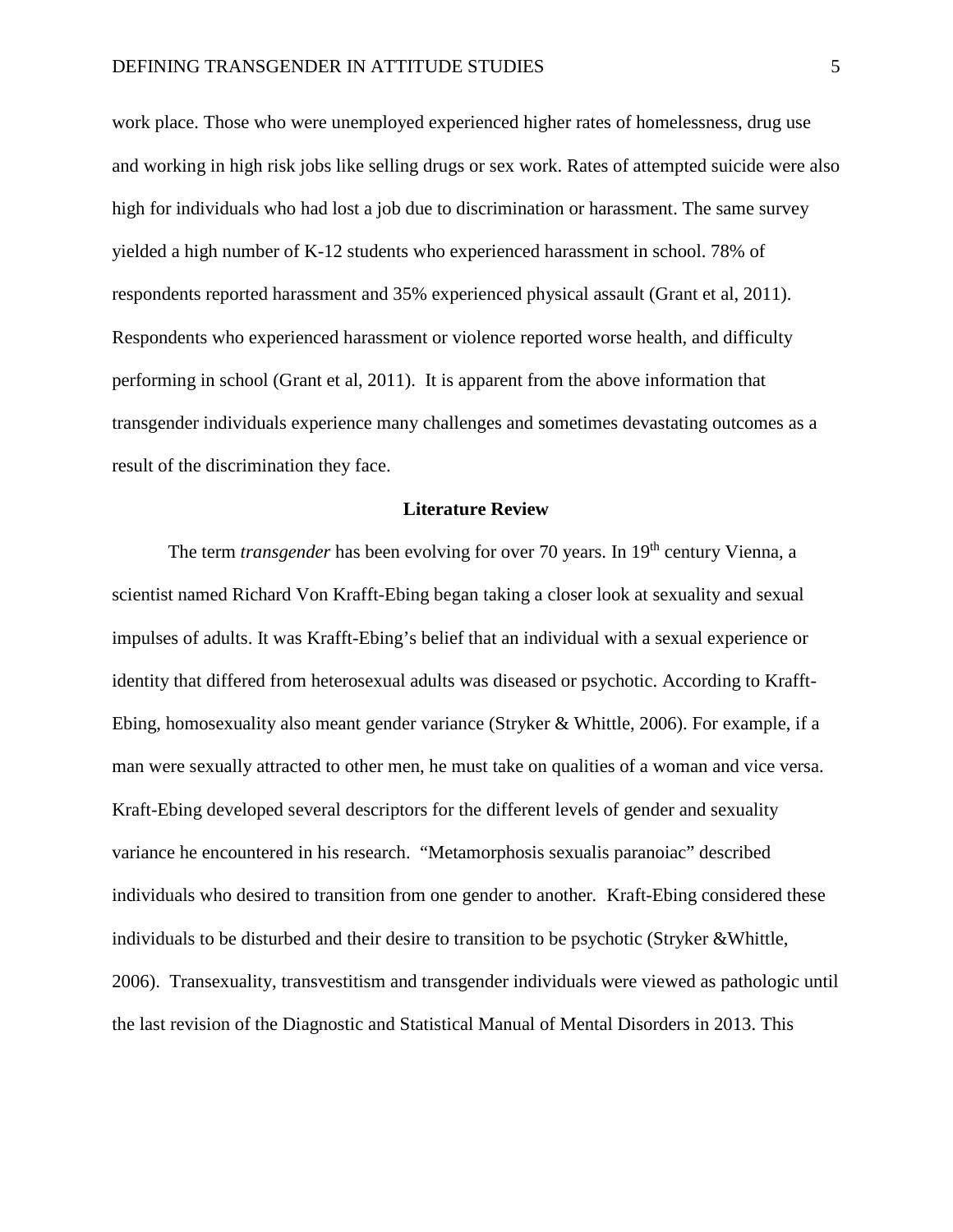work place. Those who were unemployed experienced higher rates of homelessness, drug use and working in high risk jobs like selling drugs or sex work. Rates of attempted suicide were also high for individuals who had lost a job due to discrimination or harassment. The same survey yielded a high number of K-12 students who experienced harassment in school. 78% of respondents reported harassment and 35% experienced physical assault (Grant et al, 2011). Respondents who experienced harassment or violence reported worse health, and difficulty performing in school (Grant et al, 2011). It is apparent from the above information that transgender individuals experience many challenges and sometimes devastating outcomes as a result of the discrimination they face.

## Literature Review

The term *transgender* has been evolving for over 70 years. In 19th century Vienna, a scientist named Richard Von Krafft-Ebing began taking a closer look at sexuality and sexual impulses of adults. It was Krafft-Ebing's belief that an individual with a sexual experience or identity that differed from heterosexual adults was diseased or psychotic. According to Krafft-Ebing, homosexuality also meant gender variance (Stryker & Whittle, 2006). For example, if a man were sexually attracted to other men, he must take on qualities of a woman and vice versa. Kraft-Ebing developed several descriptors for the different levels of gender and sexuality variance he encountered in his research. "Metamorphosis sexualis paranoiac" described individuals who desired to transition from one gender to another. Kraft-Ebing considered these individuals to be disturbed and their desire to transition to be psychotic (Stryker &Whittle, 2006). Transexuality, transvestitism and transgender individuals were viewed as pathologic until the last revision of the Diagnostic and Statistical Manual of Mental Disorders in 2013. This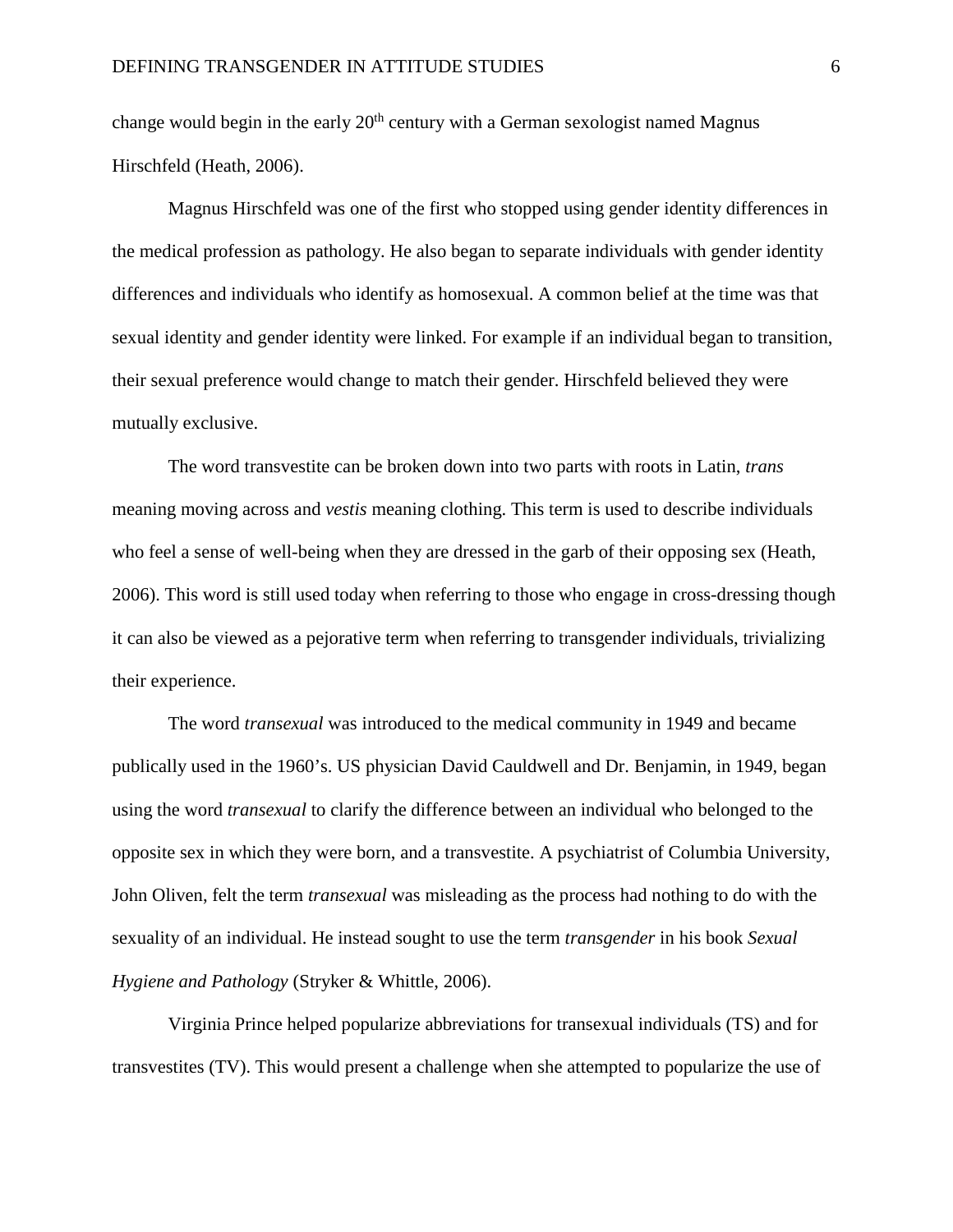change would begin in the early 20th century with a German sexologist named Magnus Hirschfeld (Heath, 2006).

Magnus Hirschfeld was one of the first who stopped using gender identity differences in the medical profession as pathology. He also began to separate individuals with gender identity differences and individuals who identify as homosexual. A common belief at the time was that sexual identity and gender identity were linked. For example if an individual began to transition, their sexual preference would change to match their gender. Hirschfeld believed they were mutually exclusive.

The word transvestite can be broken down into two parts with roots in Latin, *trans* meaning moving across and *vestis* meaning clothing. This term is used to describe individuals who feel a sense of well-being when they are dressed in the garb of their opposing sex (Heath, 2006). This word is still used today when referring to those who engage in cross-dressing though it can also be viewed as a pejorative term when referring to transgender individuals, trivializing their experience.

The word *transexual* was introduced to the medical community in 1949 and became publically used in the 1960's. US physician David Cauldwell and Dr. Benjamin, in 1949, began using the word *transexual* to clarify the difference between an individual who belonged to the opposite sex in which they were born, and a transvestite. A psychiatrist of Columbia University, John Oliven, felt the term *transexual* was misleading as the process had nothing to do with the sexuality of an individual. He instead sought to use the term *transgender* in his book *Sexual Hygiene and Pathology* (Stryker & Whittle, 2006).

Virginia Prince helped popularize abbreviations for transexual individuals (TS) and for transvestites (TV). This would present a challenge when she attempted to popularize the use of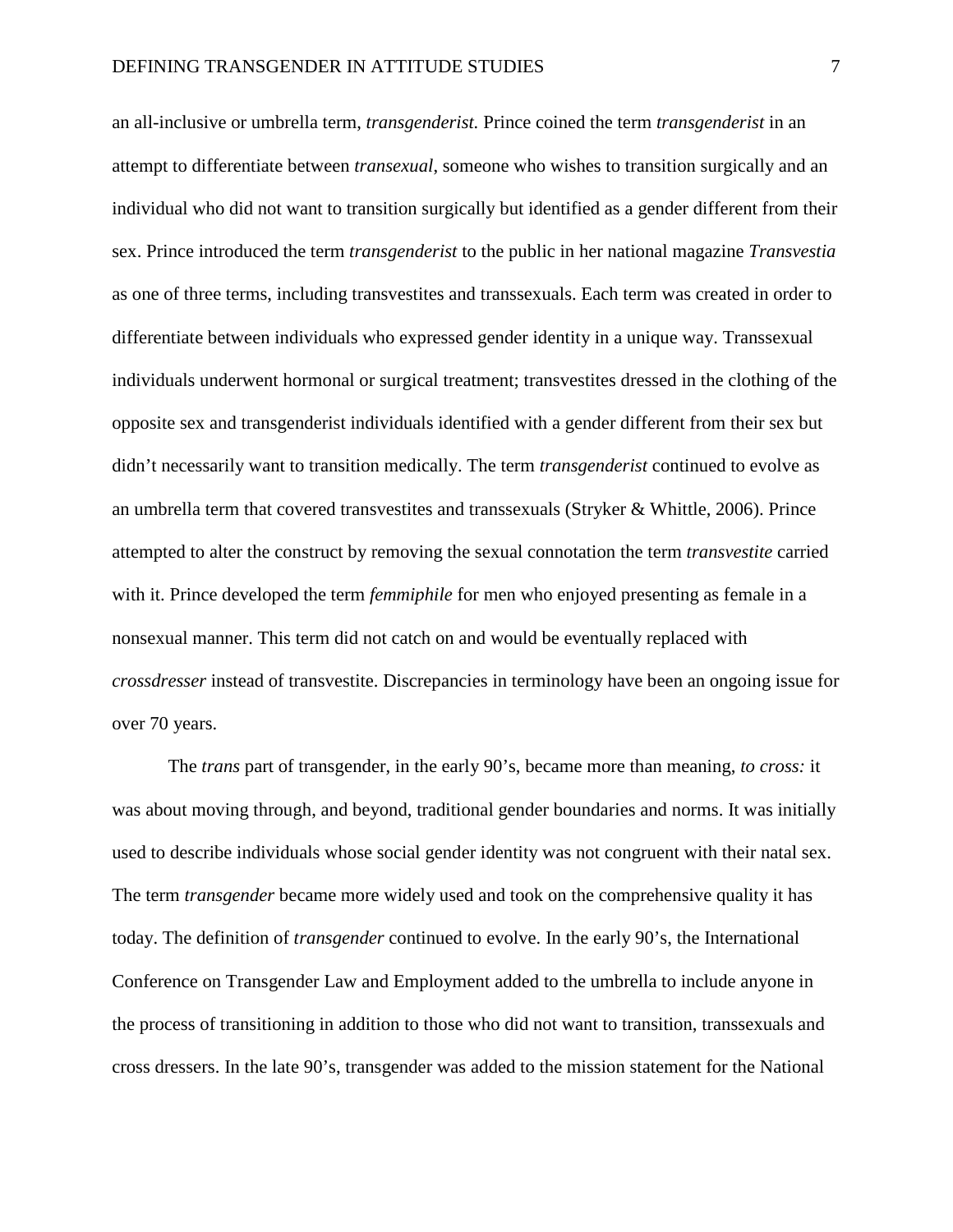an all-inclusive or umbrella term, *transgenderist.* Prince coined the term *transgenderist* in an attempt to differentiate between *transexual*, someone who wishes to transition surgically and an individual who did not want to transition surgically but identified as a gender different from their sex. Prince introduced the term *transgenderist* to the public in her national magazine *Transvestia* as one of three terms, including transvestites and transsexuals. Each term was created in order to differentiate between individuals who expressed gender identity in a unique way. Transsexual individuals underwent hormonal or surgical treatment; transvestites dressed in the clothing of the opposite sex and transgenderist individuals identified with a gender different from their sex but didn't necessarily want to transition medically. The term *transgenderist* continued to evolve as an umbrella term that covered transvestites and transsexuals (Stryker & Whittle, 2006). Prince attempted to alter the construct by removing the sexual connotation the term *transvestite* carried with it. Prince developed the term *femmiphile* for men who enjoyed presenting as female in a nonsexual manner. This term did not catch on and would be eventually replaced with *crossdresser* instead of transvestite. Discrepancies in terminology have been an ongoing issue for over 70 years.

The *trans* part of transgender, in the early 90's, became more than meaning, *to cross:* it was about moving through, and beyond, traditional gender boundaries and norms. It was initially used to describe individuals whose social gender identity was not congruent with their natal sex. The term *transgender* became more widely used and took on the comprehensive quality it has today. The definition of *transgender* continued to evolve. In the early 90's, the International Conference on Transgender Law and Employment added to the umbrella to include anyone in the process of transitioning in addition to those who did not want to transition, transsexuals and cross dressers. In the late 90's, transgender was added to the mission statement for the National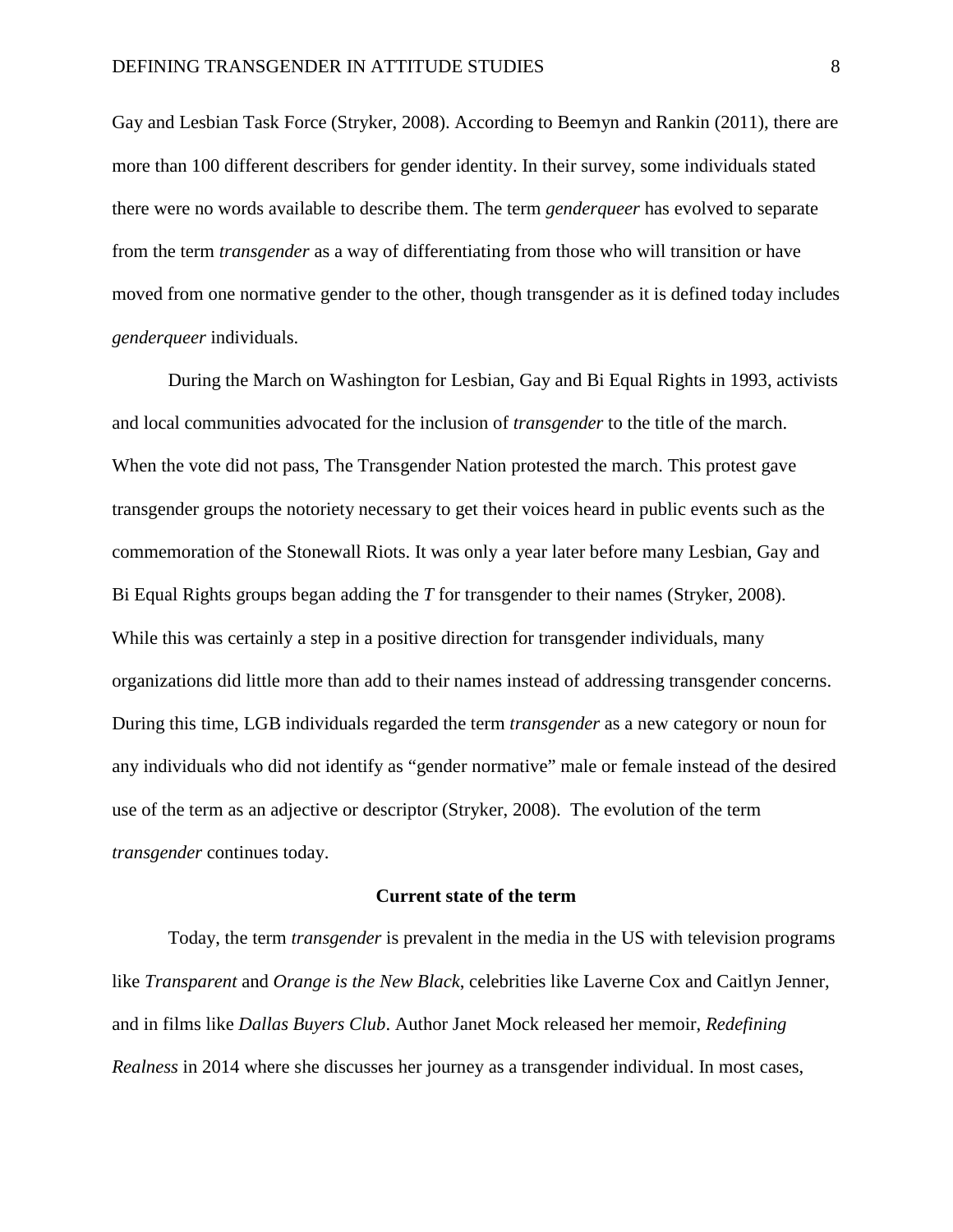Gay and Lesbian Task Force (Stryker, 2008). According to Beemyn and Rankin (2011), there are more than 100 different describers for gender identity. In their survey, some individuals stated there were no words available to describe them. The term *genderqueer* has evolved to separate from the term *transgender* as a way of differentiating from those who will transition or have moved from one normative gender to the other, though transgender as it is defined today includes *genderqueer* individuals.

During the March on Washington for Lesbian, Gay and Bi Equal Rights in 1993, activists and local communities advocated for the inclusion of *transgender* to the title of the march. When the vote did not pass, The Transgender Nation protested the march. This protest gave transgender groups the notoriety necessary to get their voices heard in public events such as the commemoration of the Stonewall Riots. It was only a year later before many Lesbian, Gay and Bi Equal Rights groups began adding the *T* for transgender to their names (Stryker, 2008). While this was certainly a step in a positive direction for transgender individuals, many organizations did little more than add to their names instead of addressing transgender concerns. During this time, LGB individuals regarded the term *transgender* as a new category or noun for any individuals who did not identify as "gender normative" male or female instead of the desired use of the term as an adjective or descriptor (Stryker, 2008). The evolution of the term *transgender* continues today.

## Current state of the term

Today, the term *transgender* is prevalent in the media in the US with television programs like *Transparent* and *Orange is the New Black*, celebrities like Laverne Cox and Caitlyn Jenner, and in films like *Dallas Buyers Club*. Author Janet Mock released her memoir, *Redefining Realness* in 2014 where she discusses her journey as a transgender individual. In most cases,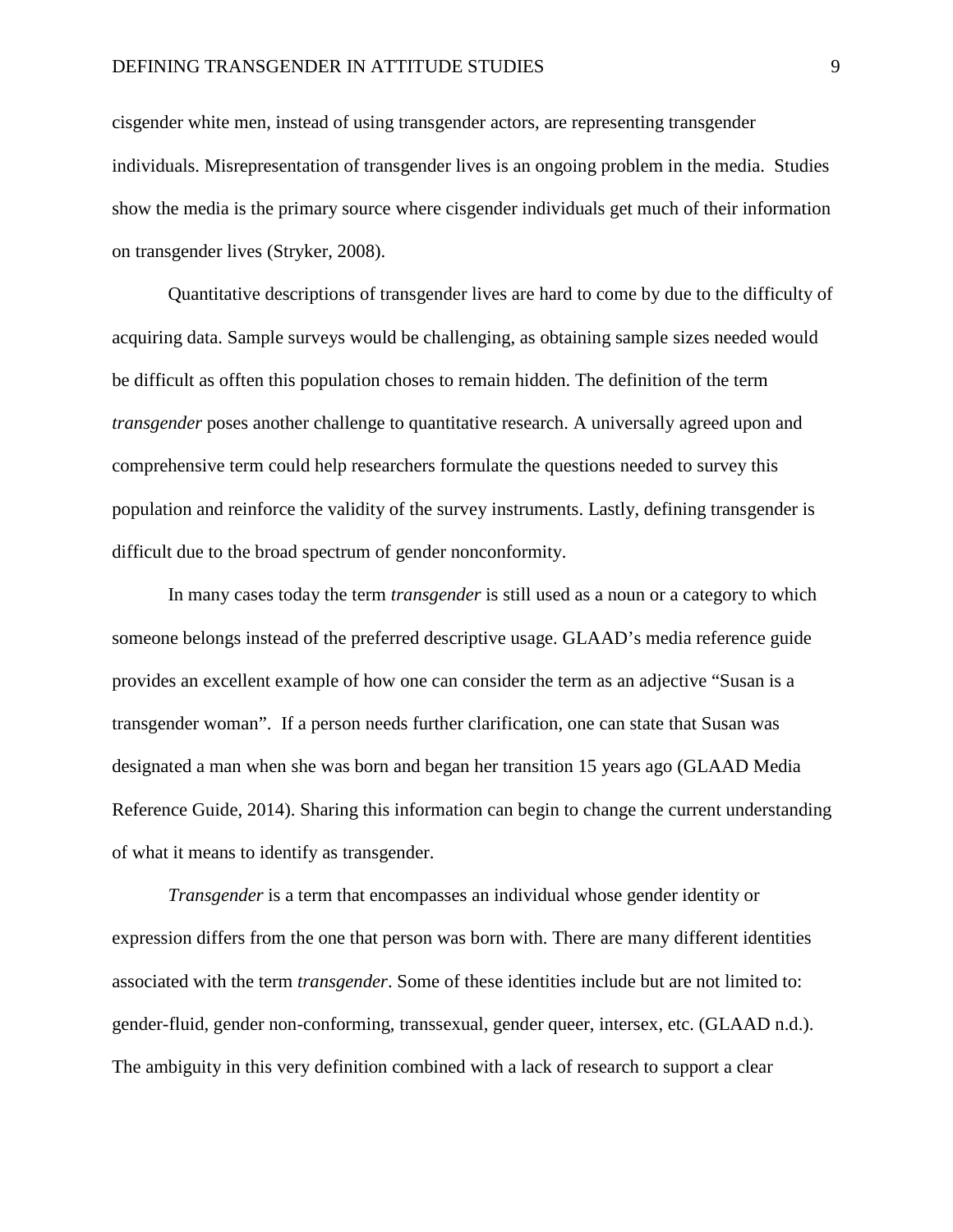cisgender white men, instead of using transgender actors, are representing transgender individuals. Misrepresentation of transgender lives is an ongoing problem in the media. Studies show the media is the primary source where cisgender individuals get much of their information on transgender lives (Stryker, 2008).

Quantitative descriptions of transgender lives are hard to come by due to the difficulty of acquiring data. Sample surveys would be challenging, as obtaining sample sizes needed would be difficult as offten this population choses to remain hidden. The definition of the term *transgender* poses another challenge to quantitative research. A universally agreed upon and comprehensive term could help researchers formulate the questions needed to survey this population and reinforce the validity of the survey instruments. Lastly, defining transgender is difficult due to the broad spectrum of gender nonconformity.

In many cases today the term *transgender* is still used as a noun or a category to which someone belongs instead of the preferred descriptive usage. GLAAD's media reference guide provides an excellent example of how one can consider the term as an adjective "Susan is a transgender woman". If a person needs further clarification, one can state that Susan was designated a man when she was born and began her transition 15 years ago (GLAAD Media Reference Guide, 2014). Sharing this information can begin to change the current understanding of what it means to identify as transgender.

*Transgender* is a term that encompasses an individual whose gender identity or expression differs from the one that person was born with. There are many different identities associated with the term *transgender*. Some of these identities include but are not limited to: gender-fluid, gender non-conforming, transsexual, gender queer, intersex, etc. (GLAAD n.d.). The ambiguity in this very definition combined with a lack of research to support a clear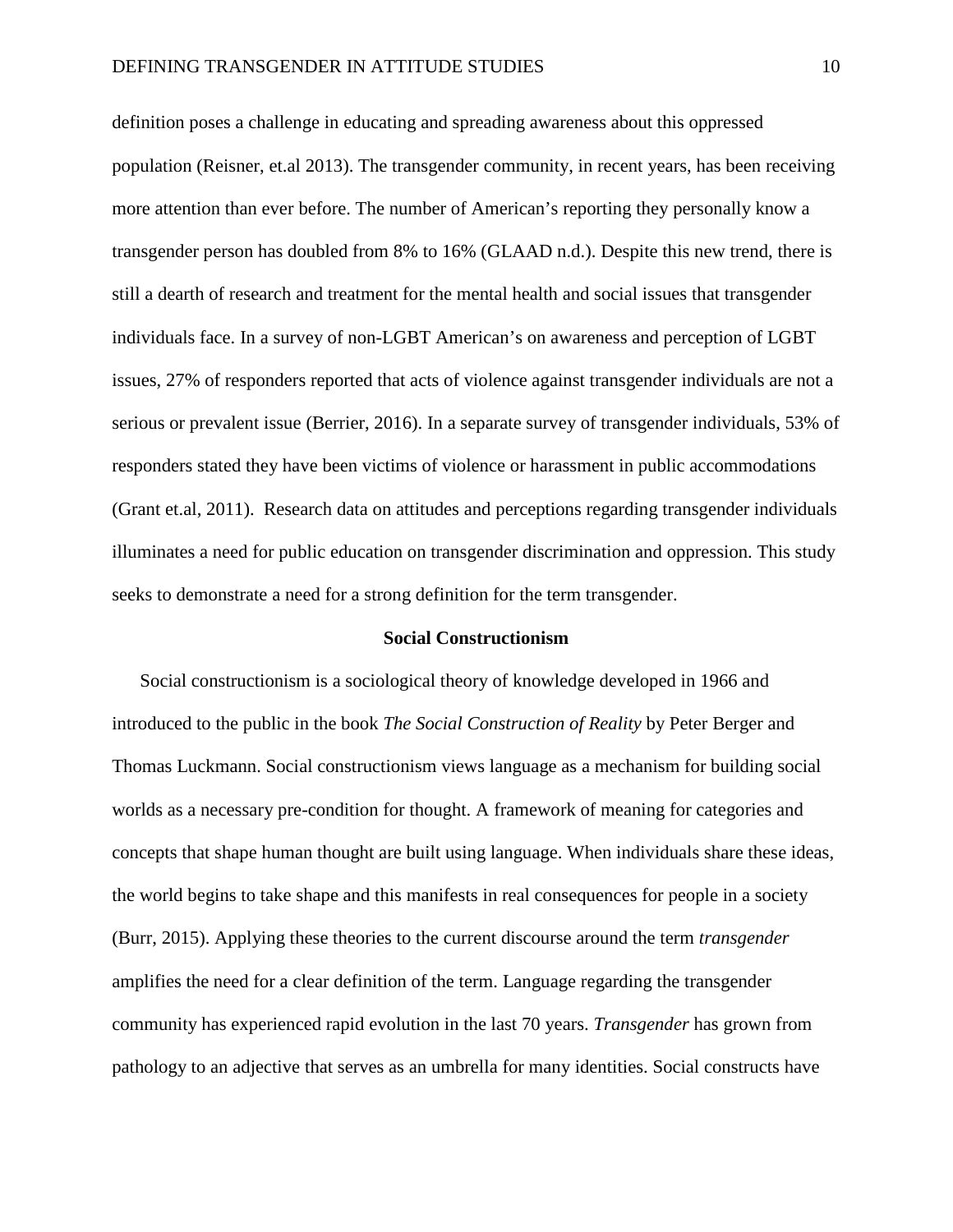definition poses a challenge in educating and spreading awareness about this oppressed population (Reisner, et.al 2013). The transgender community, in recent years, has been receiving more attention than ever before. The number of American's reporting they personally know a transgender person has doubled from 8% to 16% (GLAAD n.d.). Despite this new trend, there is still a dearth of research and treatment for the mental health and social issues that transgender individuals face. In a survey of non-LGBT American's on awareness and perception of LGBT issues, 27% of responders reported that acts of violence against transgender individuals are not a serious or prevalent issue (Berrier, 2016). In a separate survey of transgender individuals, 53% of responders stated they have been victims of violence or harassment in public accommodations (Grant et.al, 2011). Research data on attitudes and perceptions regarding transgender individuals illuminates a need for public education on transgender discrimination and oppression. This study seeks to demonstrate a need for a strong definition for the term transgender.

## Social Constructionism

Social constructionism is a sociological theory of knowledge developed in 1966 and introduced to the public in the book *The Social Construction of Reality* by Peter Berger and Thomas Luckmann. Social constructionism views language as a mechanism for building social worlds as a necessary pre-condition for thought. A framework of meaning for categories and concepts that shape human thought are built using language. When individuals share these ideas, the world begins to take shape and this manifests in real consequences for people in a society (Burr, 2015). Applying these theories to the current discourse around the term *transgender* amplifies the need for a clear definition of the term. Language regarding the transgender community has experienced rapid evolution in the last 70 years. *Transgender* has grown from pathology to an adjective that serves as an umbrella for many identities. Social constructs have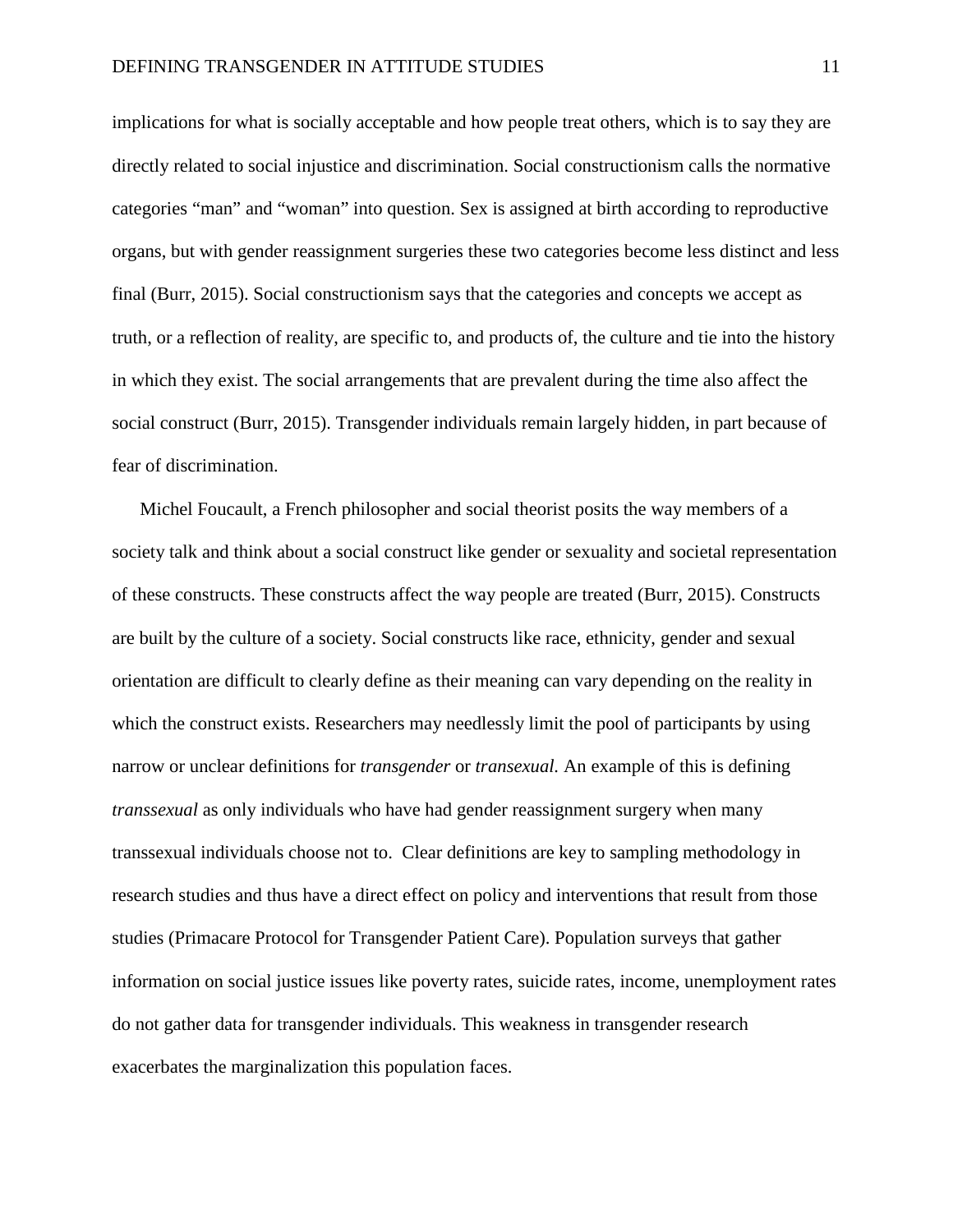implications for what is socially acceptable and how people treat others, which is to say they are directly related to social injustice and discrimination. Social constructionism calls the normative categories "man" and "woman" into question. Sex is assigned at birth according to reproductive organs, but with gender reassignment surgeries these two categories become less distinct and less final (Burr, 2015). Social constructionism says that the categories and concepts we accept as truth, or a reflection of reality, are specific to, and products of, the culture and tie into the history in which they exist. The social arrangements that are prevalent during the time also affect the social construct (Burr, 2015). Transgender individuals remain largely hidden, in part because of fear of discrimination.

Michel Foucault, a French philosopher and social theorist posits the way members of a society talk and think about a social construct like gender or sexuality and societal representation of these constructs. These constructs affect the way people are treated (Burr, 2015). Constructs are built by the culture of a society. Social constructs like race, ethnicity, gender and sexual orientation are difficult to clearly define as their meaning can vary depending on the reality in which the construct exists. Researchers may needlessly limit the pool of participants by using narrow or unclear definitions for *transgender* or *transexual.* An example of this is defining *transsexual* as only individuals who have had gender reassignment surgery when many transsexual individuals choose not to. Clear definitions are key to sampling methodology in research studies and thus have a direct effect on policy and interventions that result from those studies (Primacare Protocol for Transgender Patient Care). Population surveys that gather information on social justice issues like poverty rates, suicide rates, income, unemployment rates do not gather data for transgender individuals. This weakness in transgender research exacerbates the marginalization this population faces.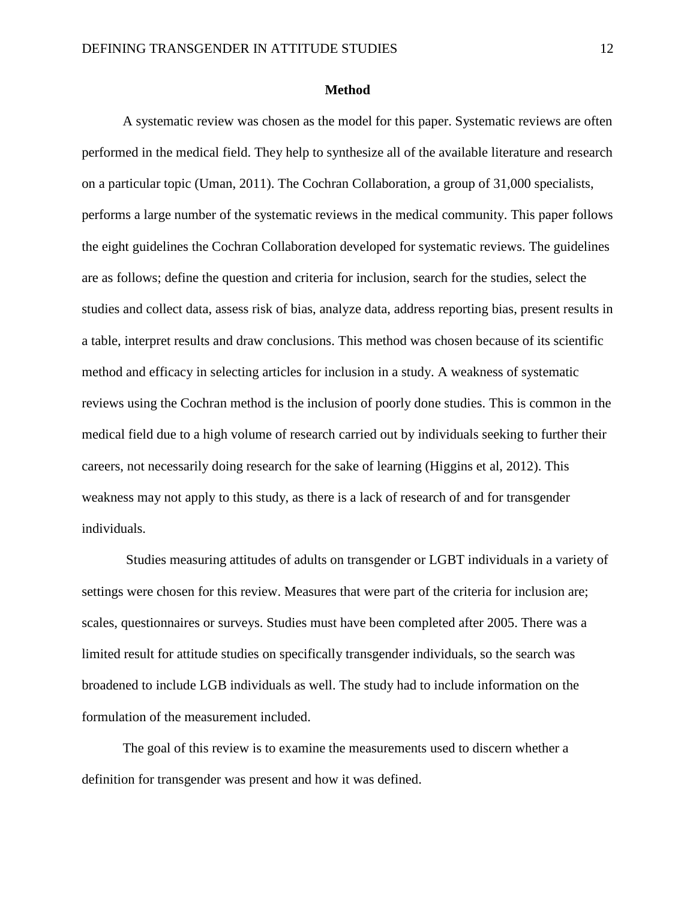## Method

A systematic review was chosen as the model for this paper. Systematic reviews are often performed in the medical field. They help to synthesize all of the available literature and research on a particular topic (Uman, 2011). The Cochran Collaboration, a group of 31,000 specialists, performs a large number of the systematic reviews in the medical community. This paper follows the eight guidelines the Cochran Collaboration developed for systematic reviews. The guidelines are as follows; define the question and criteria for inclusion, search for the studies, select the studies and collect data, assess risk of bias, analyze data, address reporting bias, present results in a table, interpret results and draw conclusions. This method was chosen because of its scientific method and efficacy in selecting articles for inclusion in a study. A weakness of systematic reviews using the Cochran method is the inclusion of poorly done studies. This is common in the medical field due to a high volume of research carried out by individuals seeking to further their careers, not necessarily doing research for the sake of learning (Higgins et al, 2012). This weakness may not apply to this study, as there is a lack of research of and for transgender individuals.

Studies measuring attitudes of adults on transgender or LGBT individuals in a variety of settings were chosen for this review. Measures that were part of the criteria for inclusion are; scales, questionnaires or surveys. Studies must have been completed after 2005. There was a limited result for attitude studies on specifically transgender individuals, so the search was broadened to include LGB individuals as well. The study had to include information on the formulation of the measurement included.

The goal of this review is to examine the measurements used to discern whether a definition for transgender was present and how it was defined.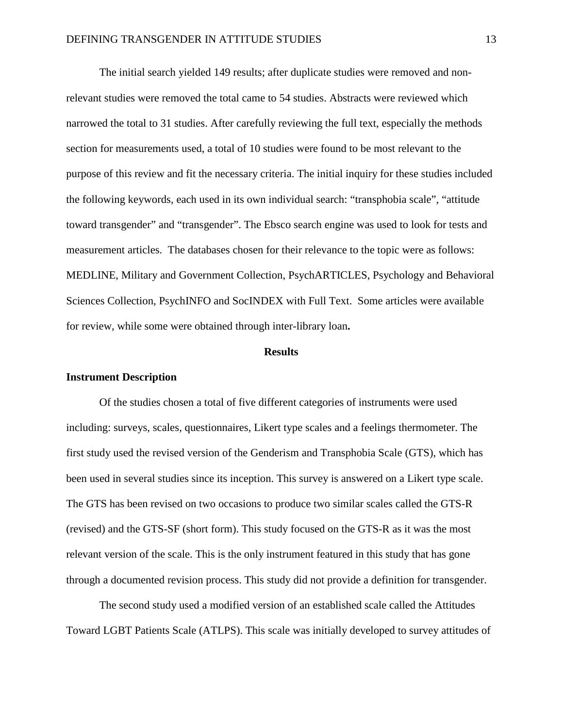The initial search yielded 149 results; after duplicate studies were removed and non-relevant studies were removed the total came to 54 studies. Abstracts were reviewed which narrowed the total to 31 studies. After carefully reviewing the full text, especially the methods section for measurements used, a total of 10 studies were found to be most relevant to the purpose of this review and fit the necessary criteria. The initial inquiry for these studies included the following keywords, each used in its own individual search: "transphobia scale", "attitude toward transgender" and "transgender". The Ebsco search engine was used to look for tests and measurement articles. The databases chosen for their relevance to the topic were as follows: MEDLINE, Military and Government Collection, PsychARTICLES, Psychology and Behavioral Sciences Collection, PsychINFO and SocINDEX with Full Text. Some articles were available for review, while some were obtained through inter-library loan**.**

## Results

### Instrument Description

Of the studies chosen a total of five different categories of instruments were used including: surveys, scales, questionnaires, Likert type scales and a feelings thermometer. The first study used the revised version of the Genderism and Transphobia Scale (GTS), which has been used in several studies since its inception. This survey is answered on a Likert type scale. The GTS has been revised on two occasions to produce two similar scales called the GTS-R (revised) and the GTS-SF (short form). This study focused on the GTS-R as it was the most relevant version of the scale. This is the only instrument featured in this study that has gone through a documented revision process. This study did not provide a definition for transgender.

The second study used a modified version of an established scale called the Attitudes Toward LGBT Patients Scale (ATLPS). This scale was initially developed to survey attitudes of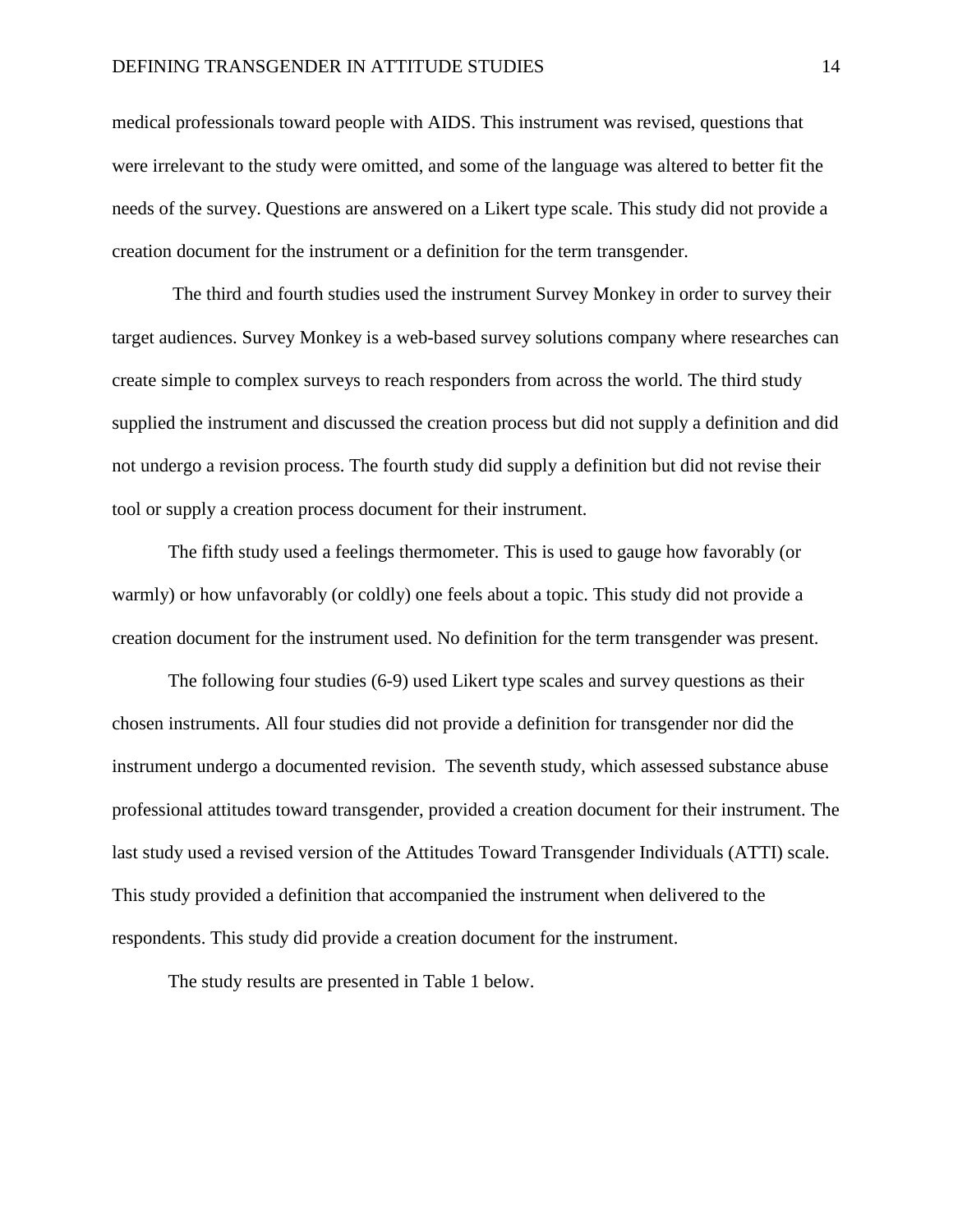medical professionals toward people with AIDS. This instrument was revised, questions that were irrelevant to the study were omitted, and some of the language was altered to better fit the needs of the survey. Questions are answered on a Likert type scale. This study did not provide a creation document for the instrument or a definition for the term transgender.

The third and fourth studies used the instrument Survey Monkey in order to survey their target audiences. Survey Monkey is a web-based survey solutions company where researches can create simple to complex surveys to reach responders from across the world. The third study supplied the instrument and discussed the creation process but did not supply a definition and did not undergo a revision process. The fourth study did supply a definition but did not revise their tool or supply a creation process document for their instrument.

The fifth study used a feelings thermometer. This is used to gauge how favorably (or warmly) or how unfavorably (or coldly) one feels about a topic. This study did not provide a creation document for the instrument used. No definition for the term transgender was present.

The following four studies (6-9) used Likert type scales and survey questions as their chosen instruments. All four studies did not provide a definition for transgender nor did the instrument undergo a documented revision. The seventh study, which assessed substance abuse professional attitudes toward transgender, provided a creation document for their instrument. The last study used a revised version of the Attitudes Toward Transgender Individuals (ATTI) scale. This study provided a definition that accompanied the instrument when delivered to the respondents. This study did provide a creation document for the instrument.

The study results are presented in Table 1 below.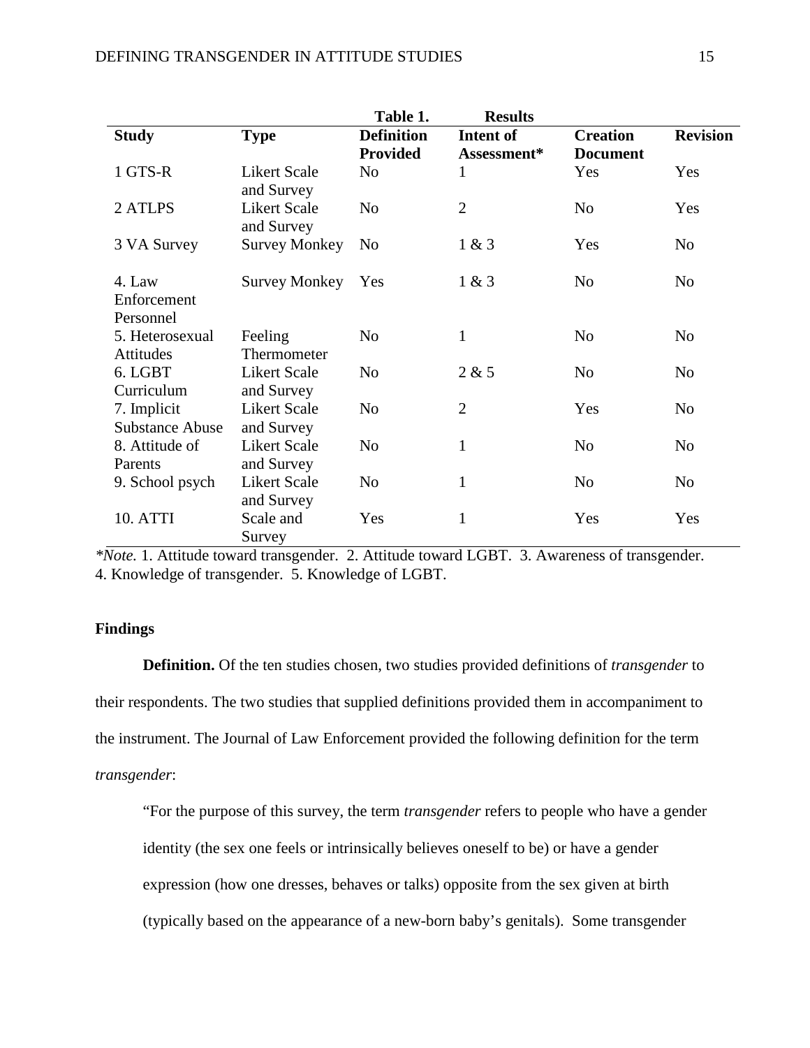Table 1. Results

| Study | Type | Definition Provided | Intent of Assessment* | Creation Document | Revision |
|---|---|---|---|---|---|
| 1 GTS-R | Likert Scale and Survey | No | 1 | Yes | Yes |
| 2 ATLPS | Likert Scale and Survey | No | 2 | No | Yes |
| 3 VA Survey | Survey Monkey | No | 1 & 3 | Yes | No |
| 4. Law Enforcement Personnel | Survey Monkey | Yes | 1 & 3 | No | No |
| 5. Heterosexual Attitudes | Feeling Thermometer | No | 1 | No | No |
| 6. LGBT Curriculum | Likert Scale and Survey | No | 2 & 5 | No | No |
| 7. Implicit Substance Abuse | Likert Scale and Survey | No | 2 | Yes | No |
| 8. Attitude of Parents | Likert Scale and Survey | No | 1 | No | No |
| 9. School psych | Likert Scale and Survey | No | 1 | No | No |
| 10. ATTI | Scale and Survey | Yes | 1 | Yes | Yes |

*\*Note.* 1. Attitude toward transgender. 2. Attitude toward LGBT. 3. Awareness of transgender. 4. Knowledge of transgender. 5. Knowledge of LGBT.

### Findings

**Definition.** Of the ten studies chosen, two studies provided definitions of *transgender* to their respondents. The two studies that supplied definitions provided them in accompaniment to the instrument. The Journal of Law Enforcement provided the following definition for the term *transgender*:

> "For the purpose of this survey, the term *transgender* refers to people who have a gender identity (the sex one feels or intrinsically believes oneself to be) or have a gender expression (how one dresses, behaves or talks) opposite from the sex given at birth (typically based on the appearance of a new-born baby's genitals). Some transgender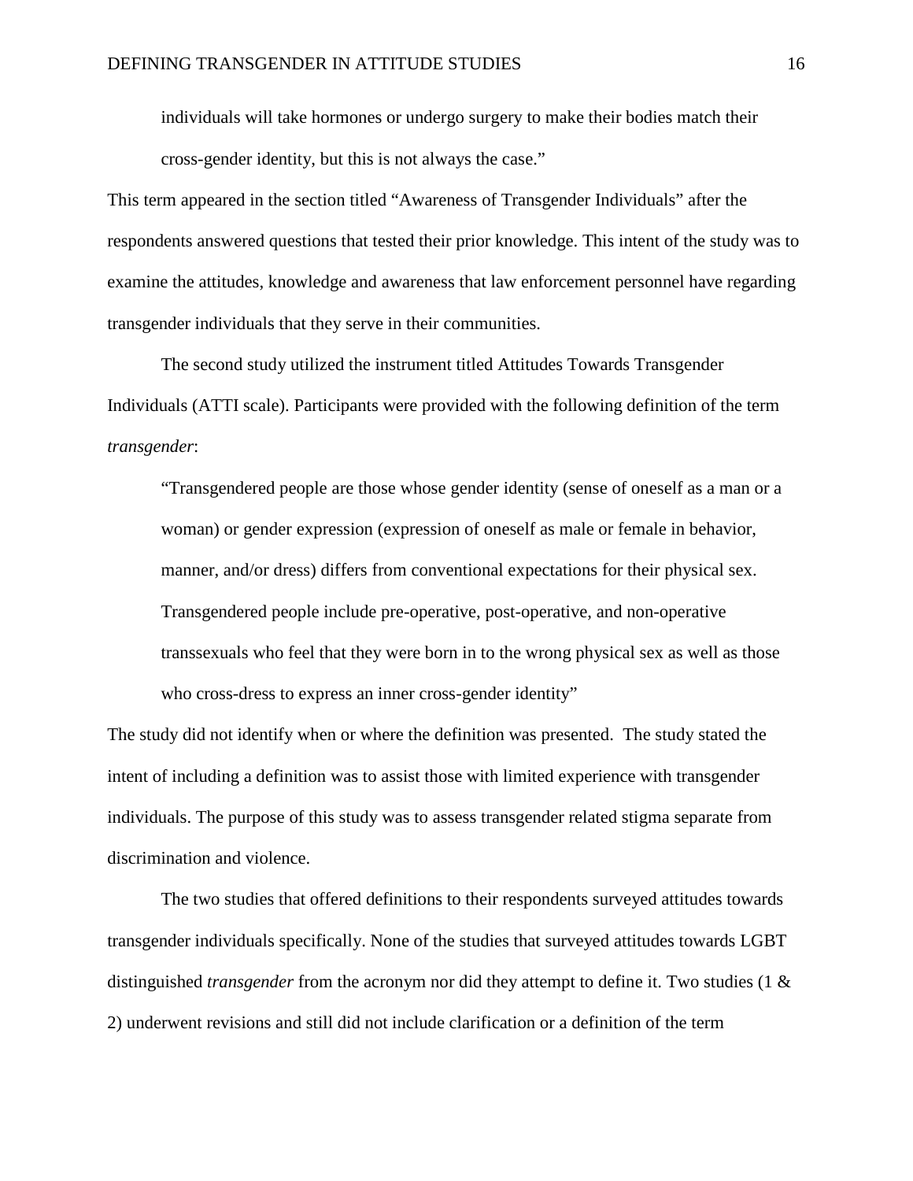> individuals will take hormones or undergo surgery to make their bodies match their cross-gender identity, but this is not always the case."

This term appeared in the section titled "Awareness of Transgender Individuals" after the respondents answered questions that tested their prior knowledge. This intent of the study was to examine the attitudes, knowledge and awareness that law enforcement personnel have regarding transgender individuals that they serve in their communities.

The second study utilized the instrument titled Attitudes Towards Transgender Individuals (ATTI scale). Participants were provided with the following definition of the term *transgender*:

> "Transgendered people are those whose gender identity (sense of oneself as a man or a woman) or gender expression (expression of oneself as male or female in behavior, manner, and/or dress) differs from conventional expectations for their physical sex. Transgendered people include pre-operative, post-operative, and non-operative transsexuals who feel that they were born in to the wrong physical sex as well as those who cross-dress to express an inner cross-gender identity"

The study did not identify when or where the definition was presented. The study stated the intent of including a definition was to assist those with limited experience with transgender individuals. The purpose of this study was to assess transgender related stigma separate from discrimination and violence.

The two studies that offered definitions to their respondents surveyed attitudes towards transgender individuals specifically. None of the studies that surveyed attitudes towards LGBT distinguished *transgender* from the acronym nor did they attempt to define it. Two studies (1 & 2) underwent revisions and still did not include clarification or a definition of the term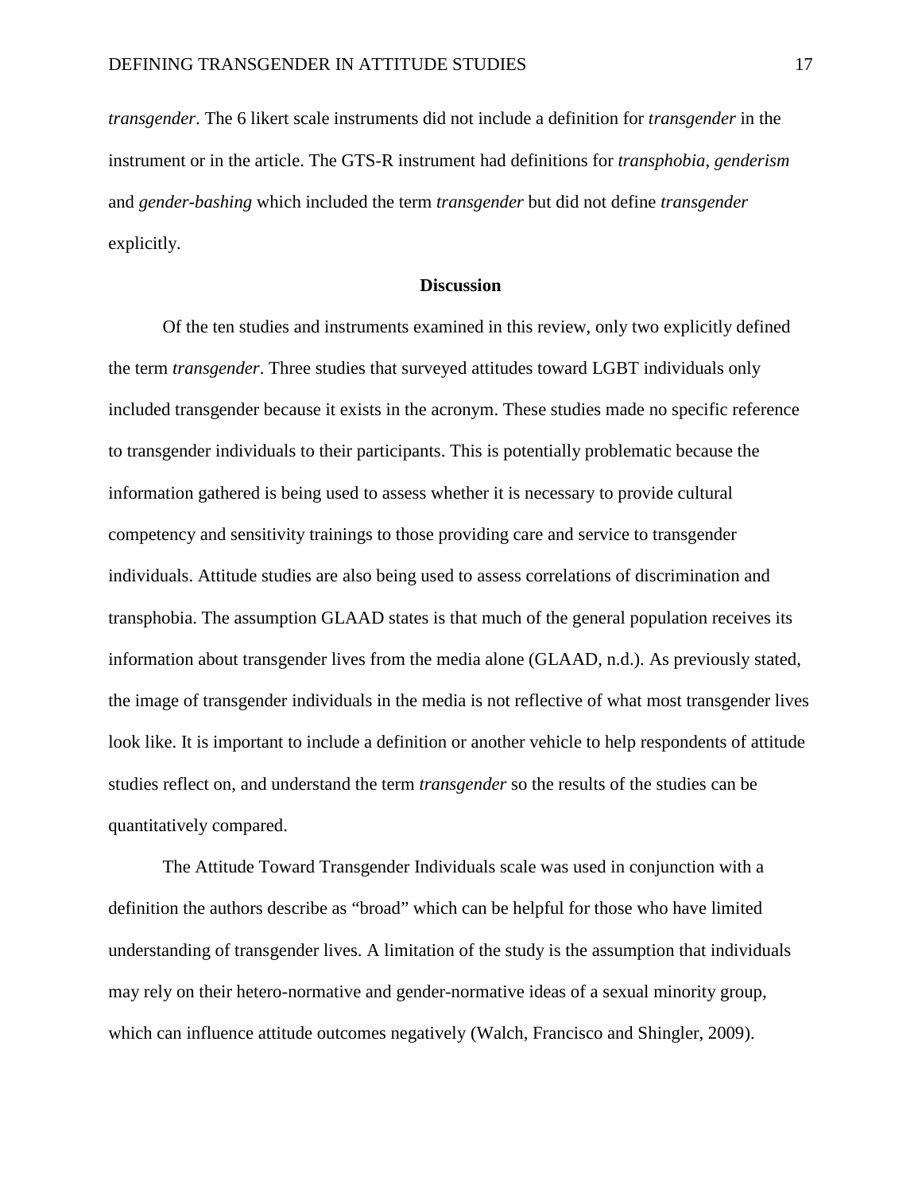*transgender*. The 6 likert scale instruments did not include a definition for *transgender* in the instrument or in the article. The GTS-R instrument had definitions for *transphobia*, *genderism* and *gender-bashing* which included the term *transgender* but did not define *transgender* explicitly.

## Discussion

Of the ten studies and instruments examined in this review, only two explicitly defined the term *transgender*. Three studies that surveyed attitudes toward LGBT individuals only included transgender because it exists in the acronym. These studies made no specific reference to transgender individuals to their participants. This is potentially problematic because the information gathered is being used to assess whether it is necessary to provide cultural competency and sensitivity trainings to those providing care and service to transgender individuals. Attitude studies are also being used to assess correlations of discrimination and transphobia. The assumption GLAAD states is that much of the general population receives its information about transgender lives from the media alone (GLAAD, n.d.). As previously stated, the image of transgender individuals in the media is not reflective of what most transgender lives look like. It is important to include a definition or another vehicle to help respondents of attitude studies reflect on, and understand the term *transgender* so the results of the studies can be quantitatively compared.

The Attitude Toward Transgender Individuals scale was used in conjunction with a definition the authors describe as "broad" which can be helpful for those who have limited understanding of transgender lives. A limitation of the study is the assumption that individuals may rely on their hetero-normative and gender-normative ideas of a sexual minority group, which can influence attitude outcomes negatively (Walch, Francisco and Shingler, 2009).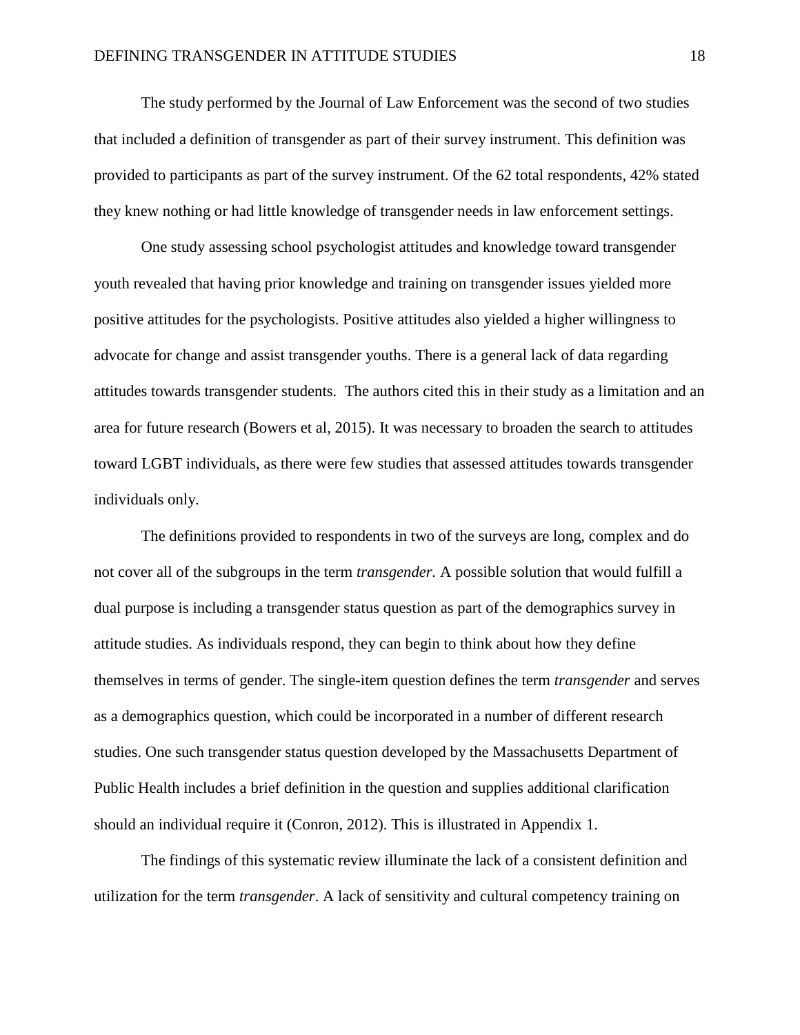The study performed by the Journal of Law Enforcement was the second of two studies that included a definition of transgender as part of their survey instrument. This definition was provided to participants as part of the survey instrument. Of the 62 total respondents, 42% stated they knew nothing or had little knowledge of transgender needs in law enforcement settings.

One study assessing school psychologist attitudes and knowledge toward transgender youth revealed that having prior knowledge and training on transgender issues yielded more positive attitudes for the psychologists. Positive attitudes also yielded a higher willingness to advocate for change and assist transgender youths. There is a general lack of data regarding attitudes towards transgender students. The authors cited this in their study as a limitation and an area for future research (Bowers et al, 2015). It was necessary to broaden the search to attitudes toward LGBT individuals, as there were few studies that assessed attitudes towards transgender individuals only.

The definitions provided to respondents in two of the surveys are long, complex and do not cover all of the subgroups in the term *transgender.* A possible solution that would fulfill a dual purpose is including a transgender status question as part of the demographics survey in attitude studies. As individuals respond, they can begin to think about how they define themselves in terms of gender. The single-item question defines the term *transgender* and serves as a demographics question, which could be incorporated in a number of different research studies. One such transgender status question developed by the Massachusetts Department of Public Health includes a brief definition in the question and supplies additional clarification should an individual require it (Conron, 2012). This is illustrated in Appendix 1.

The findings of this systematic review illuminate the lack of a consistent definition and utilization for the term *transgender*. A lack of sensitivity and cultural competency training on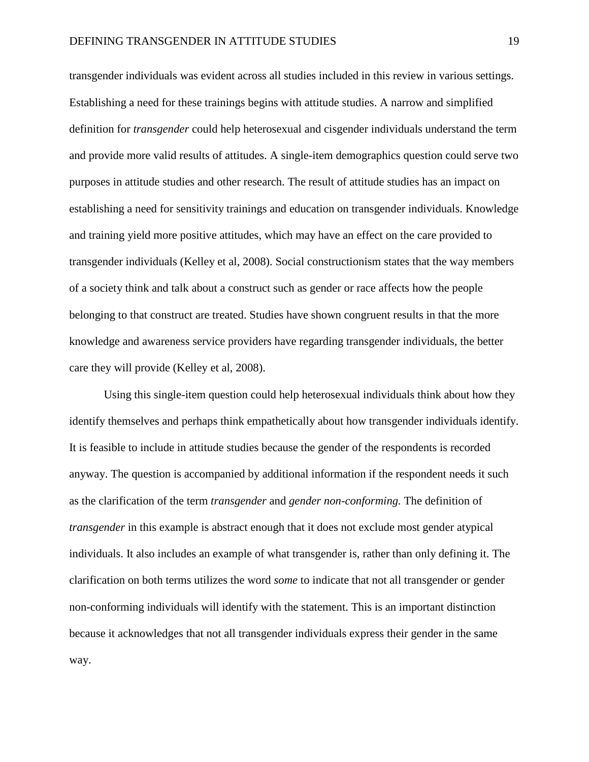transgender individuals was evident across all studies included in this review in various settings. Establishing a need for these trainings begins with attitude studies. A narrow and simplified definition for *transgender* could help heterosexual and cisgender individuals understand the term and provide more valid results of attitudes. A single-item demographics question could serve two purposes in attitude studies and other research. The result of attitude studies has an impact on establishing a need for sensitivity trainings and education on transgender individuals. Knowledge and training yield more positive attitudes, which may have an effect on the care provided to transgender individuals (Kelley et al, 2008). Social constructionism states that the way members of a society think and talk about a construct such as gender or race affects how the people belonging to that construct are treated. Studies have shown congruent results in that the more knowledge and awareness service providers have regarding transgender individuals, the better care they will provide (Kelley et al, 2008).

Using this single-item question could help heterosexual individuals think about how they identify themselves and perhaps think empathetically about how transgender individuals identify. It is feasible to include in attitude studies because the gender of the respondents is recorded anyway. The question is accompanied by additional information if the respondent needs it such as the clarification of the term *transgender* and *gender non-conforming.* The definition of *transgender* in this example is abstract enough that it does not exclude most gender atypical individuals. It also includes an example of what transgender is, rather than only defining it. The clarification on both terms utilizes the word *some* to indicate that not all transgender or gender non-conforming individuals will identify with the statement. This is an important distinction because it acknowledges that not all transgender individuals express their gender in the same way.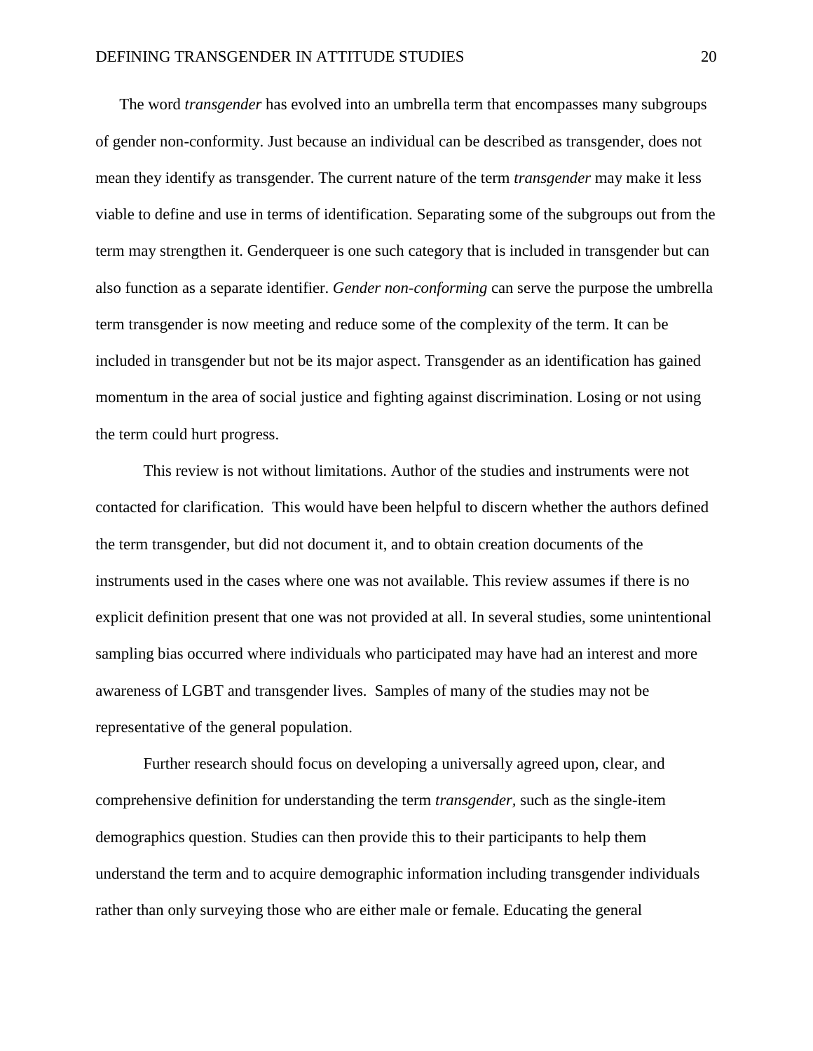The word *transgender* has evolved into an umbrella term that encompasses many subgroups of gender non-conformity. Just because an individual can be described as transgender, does not mean they identify as transgender. The current nature of the term *transgender* may make it less viable to define and use in terms of identification. Separating some of the subgroups out from the term may strengthen it. Genderqueer is one such category that is included in transgender but can also function as a separate identifier. *Gender non-conforming* can serve the purpose the umbrella term transgender is now meeting and reduce some of the complexity of the term. It can be included in transgender but not be its major aspect. Transgender as an identification has gained momentum in the area of social justice and fighting against discrimination. Losing or not using the term could hurt progress.

This review is not without limitations. Author of the studies and instruments were not contacted for clarification. This would have been helpful to discern whether the authors defined the term transgender, but did not document it, and to obtain creation documents of the instruments used in the cases where one was not available. This review assumes if there is no explicit definition present that one was not provided at all. In several studies, some unintentional sampling bias occurred where individuals who participated may have had an interest and more awareness of LGBT and transgender lives. Samples of many of the studies may not be representative of the general population.

Further research should focus on developing a universally agreed upon, clear, and comprehensive definition for understanding the term *transgender,* such as the single-item demographics question. Studies can then provide this to their participants to help them understand the term and to acquire demographic information including transgender individuals rather than only surveying those who are either male or female. Educating the general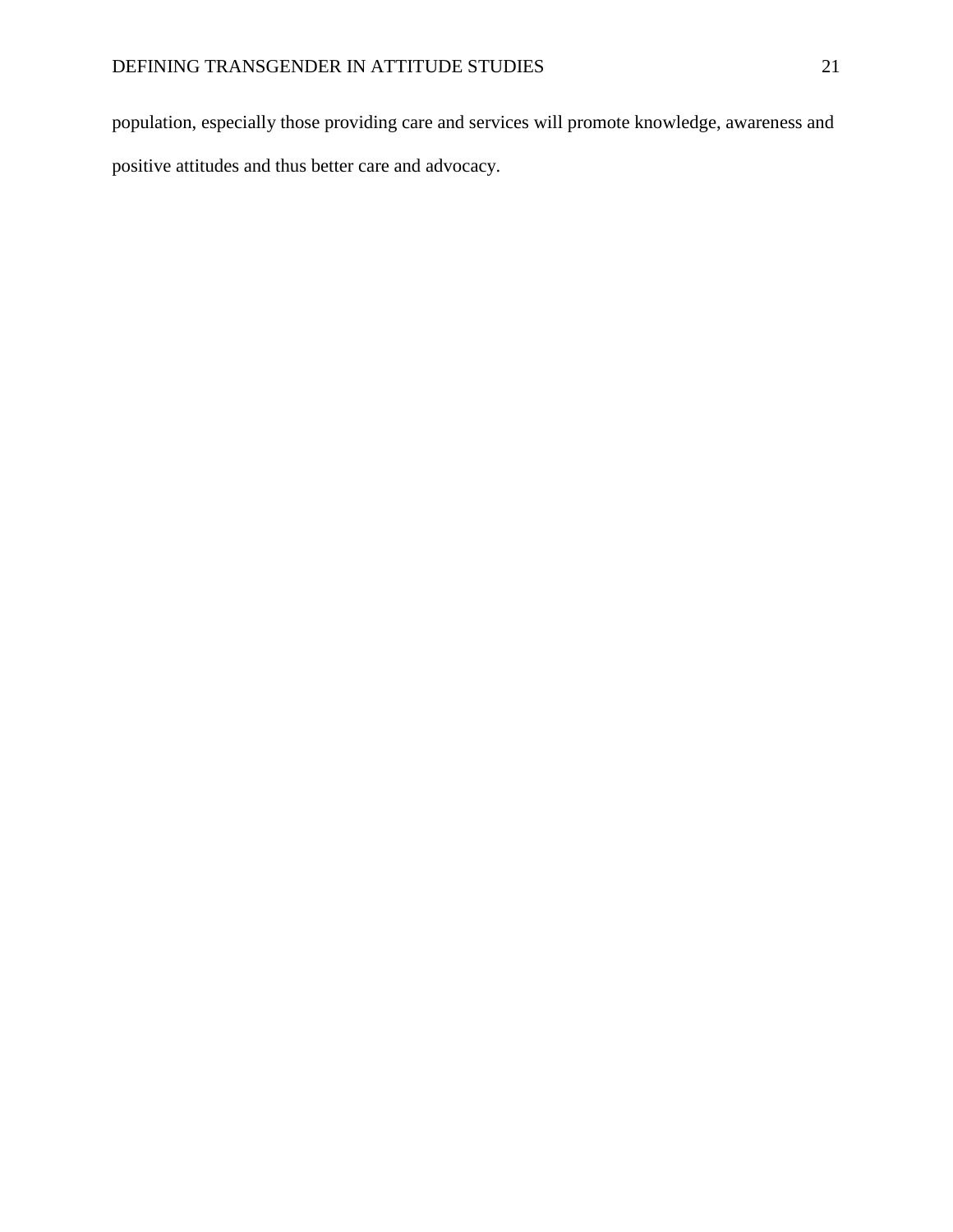population, especially those providing care and services will promote knowledge, awareness and positive attitudes and thus better care and advocacy.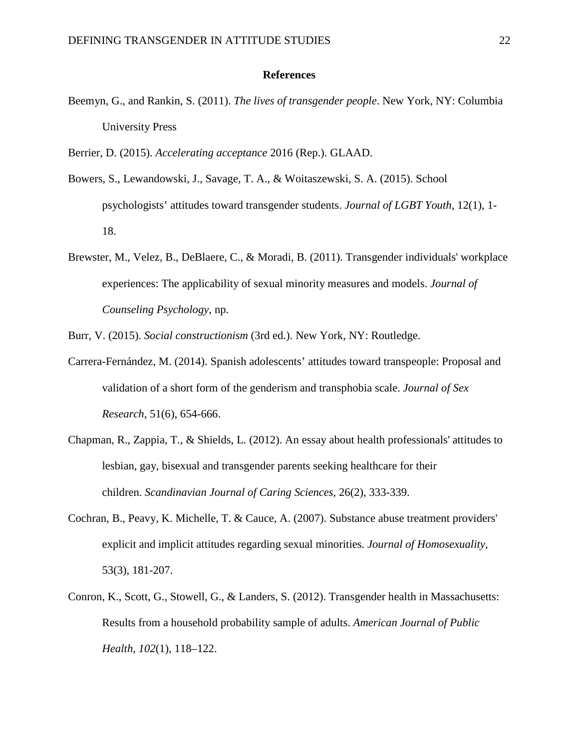**References**

Beemyn, G., and Rankin, S. (2011). *The lives of transgender people*. New York, NY: Columbia University Press

Berrier, D. (2015). *Accelerating acceptance* 2016 (Rep.). GLAAD.

Bowers, S., Lewandowski, J., Savage, T. A., & Woitaszewski, S. A. (2015). School psychologists' attitudes toward transgender students. *Journal of LGBT Youth*, 12(1), 1-18.

Brewster, M., Velez, B., DeBlaere, C., & Moradi, B. (2011). Transgender individuals' workplace experiences: The applicability of sexual minority measures and models. *Journal of Counseling Psychology*, np.

Burr, V. (2015). *Social constructionism* (3rd ed.). New York, NY: Routledge.

Carrera-Fernández, M. (2014). Spanish adolescents' attitudes toward transpeople: Proposal and validation of a short form of the genderism and transphobia scale. *Journal of Sex Research*, 51(6), 654-666.

Chapman, R., Zappia, T., & Shields, L. (2012). An essay about health professionals' attitudes to lesbian, gay, bisexual and transgender parents seeking healthcare for their children. *Scandinavian Journal of Caring Sciences*, 26(2), 333-339.

Cochran, B., Peavy, K. Michelle, T. & Cauce, A. (2007). Substance abuse treatment providers' explicit and implicit attitudes regarding sexual minorities. *Journal of Homosexuality*, 53(3), 181-207.

Conron, K., Scott, G., Stowell, G., & Landers, S. (2012). Transgender health in Massachusetts: Results from a household probability sample of adults. *American Journal of Public Health*, *102*(1), 118–122.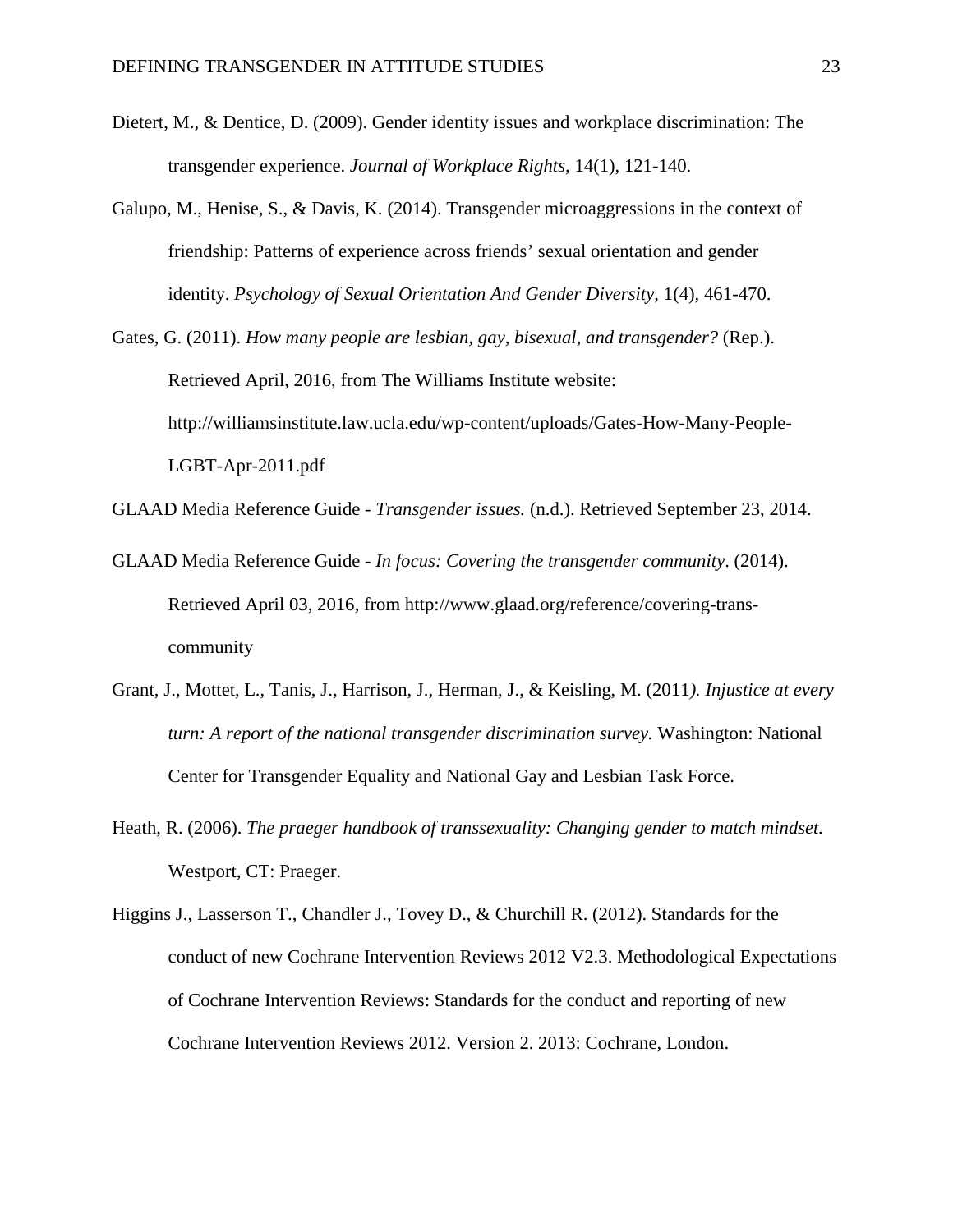Dietert, M., & Dentice, D. (2009). Gender identity issues and workplace discrimination: The transgender experience. *Journal of Workplace Rights*, 14(1), 121-140.

Galupo, M., Henise, S., & Davis, K. (2014). Transgender microaggressions in the context of friendship: Patterns of experience across friends' sexual orientation and gender identity. *Psychology of Sexual Orientation And Gender Diversity*, 1(4), 461-470.

Gates, G. (2011). *How many people are lesbian, gay, bisexual, and transgender?* (Rep.). Retrieved April, 2016, from The Williams Institute website: http://williamsinstitute.law.ucla.edu/wp-content/uploads/Gates-How-Many-People-LGBT-Apr-2011.pdf

GLAAD Media Reference Guide - *Transgender issues.* (n.d.). Retrieved September 23, 2014.

GLAAD Media Reference Guide - *In focus: Covering the transgender community*. (2014). Retrieved April 03, 2016, from http://www.glaad.org/reference/covering-trans-community

Grant, J., Mottet, L., Tanis, J., Harrison, J., Herman, J., & Keisling, M. (2011*). Injustice at every turn: A report of the national transgender discrimination survey.* Washington: National Center for Transgender Equality and National Gay and Lesbian Task Force.

Heath, R. (2006). *The praeger handbook of transsexuality: Changing gender to match mindset.* Westport, CT: Praeger.

Higgins J., Lasserson T., Chandler J., Tovey D., & Churchill R. (2012). Standards for the conduct of new Cochrane Intervention Reviews 2012 V2.3. Methodological Expectations of Cochrane Intervention Reviews: Standards for the conduct and reporting of new Cochrane Intervention Reviews 2012. Version 2. 2013: Cochrane, London.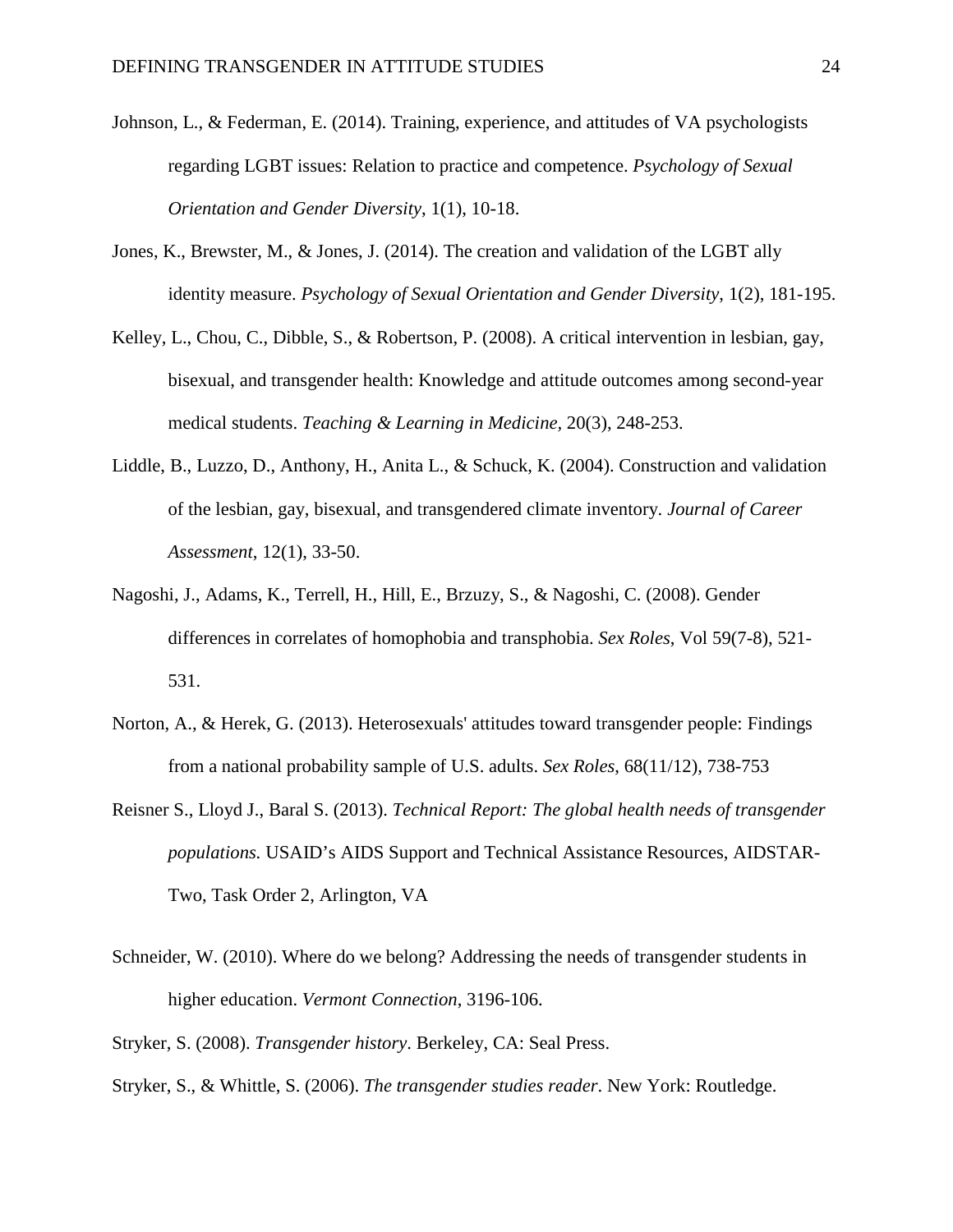Johnson, L., & Federman, E. (2014). Training, experience, and attitudes of VA psychologists regarding LGBT issues: Relation to practice and competence. *Psychology of Sexual Orientation and Gender Diversity*, 1(1), 10-18.

Jones, K., Brewster, M., & Jones, J. (2014). The creation and validation of the LGBT ally identity measure. *Psychology of Sexual Orientation and Gender Diversity*, 1(2), 181-195.

Kelley, L., Chou, C., Dibble, S., & Robertson, P. (2008). A critical intervention in lesbian, gay, bisexual, and transgender health: Knowledge and attitude outcomes among second-year medical students. *Teaching & Learning in Medicine,* 20(3), 248-253.

Liddle, B., Luzzo, D., Anthony, H., Anita L., & Schuck, K. (2004). Construction and validation of the lesbian, gay, bisexual, and transgendered climate inventory. *Journal of Career Assessment*, 12(1), 33-50.

Nagoshi, J., Adams, K., Terrell, H., Hill, E., Brzuzy, S., & Nagoshi, C. (2008). Gender differences in correlates of homophobia and transphobia. *Sex Roles*, Vol 59(7-8), 521-531.

Norton, A., & Herek, G. (2013). Heterosexuals' attitudes toward transgender people: Findings from a national probability sample of U.S. adults. *Sex Roles*, 68(11/12), 738-753

Reisner S., Lloyd J., Baral S. (2013). *Technical Report: The global health needs of transgender populations.* USAID's AIDS Support and Technical Assistance Resources, AIDSTAR-Two, Task Order 2, Arlington, VA

Schneider, W. (2010). Where do we belong? Addressing the needs of transgender students in higher education. *Vermont Connection*, 3196-106.

Stryker, S. (2008). *Transgender history*. Berkeley, CA: Seal Press.

Stryker, S., & Whittle, S. (2006). *The transgender studies reader*. New York: Routledge.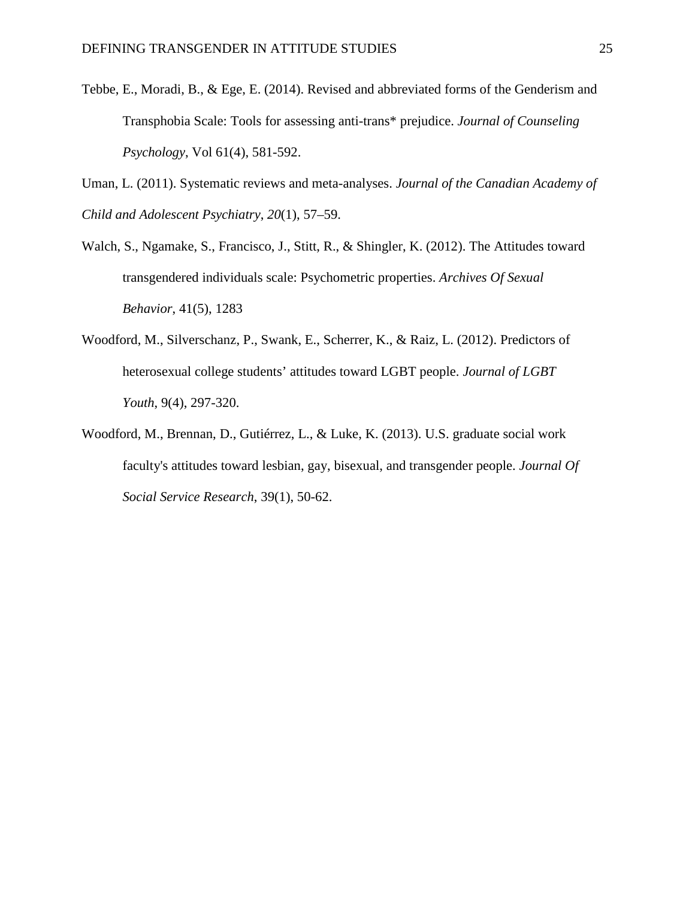Tebbe, E., Moradi, B., & Ege, E. (2014). Revised and abbreviated forms of the Genderism and Transphobia Scale: Tools for assessing anti-trans* prejudice. *Journal of Counseling Psychology*, Vol 61(4), 581-592.

Uman, L. (2011). Systematic reviews and meta-analyses. *Journal of the Canadian Academy of Child and Adolescent Psychiatry*, *20*(1), 57–59.

Walch, S., Ngamake, S., Francisco, J., Stitt, R., & Shingler, K. (2012). The Attitudes toward transgendered individuals scale: Psychometric properties. *Archives Of Sexual Behavior*, 41(5), 1283

Woodford, M., Silverschanz, P., Swank, E., Scherrer, K., & Raiz, L. (2012). Predictors of heterosexual college students' attitudes toward LGBT people. *Journal of LGBT Youth*, 9(4), 297-320.

Woodford, M., Brennan, D., Gutiérrez, L., & Luke, K. (2013). U.S. graduate social work faculty's attitudes toward lesbian, gay, bisexual, and transgender people. *Journal Of Social Service Research*, 39(1), 50-62.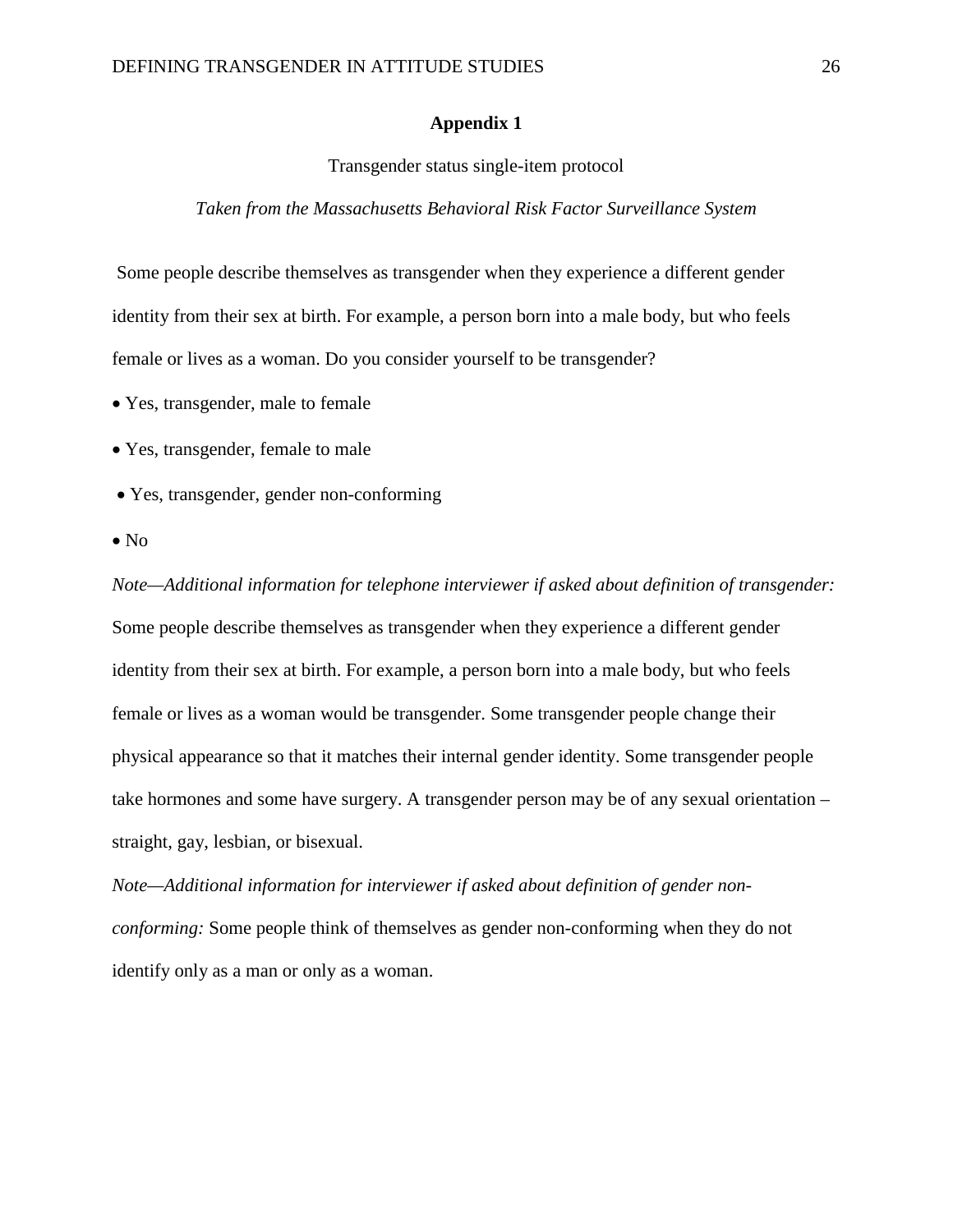## Appendix 1

Transgender status single-item protocol

*Taken from the Massachusetts Behavioral Risk Factor Surveillance System*

Some people describe themselves as transgender when they experience a different gender identity from their sex at birth. For example, a person born into a male body, but who feels female or lives as a woman. Do you consider yourself to be transgender?

- Yes, transgender, male to female
- Yes, transgender, female to male
- Yes, transgender, gender non-conforming
- No

*Note—Additional information for telephone interviewer if asked about definition of transgender:* Some people describe themselves as transgender when they experience a different gender identity from their sex at birth. For example, a person born into a male body, but who feels female or lives as a woman would be transgender. Some transgender people change their physical appearance so that it matches their internal gender identity. Some transgender people take hormones and some have surgery. A transgender person may be of any sexual orientation – straight, gay, lesbian, or bisexual.

*Note—Additional information for interviewer if asked about definition of gender non-conforming:* Some people think of themselves as gender non-conforming when they do not identify only as a man or only as a woman.